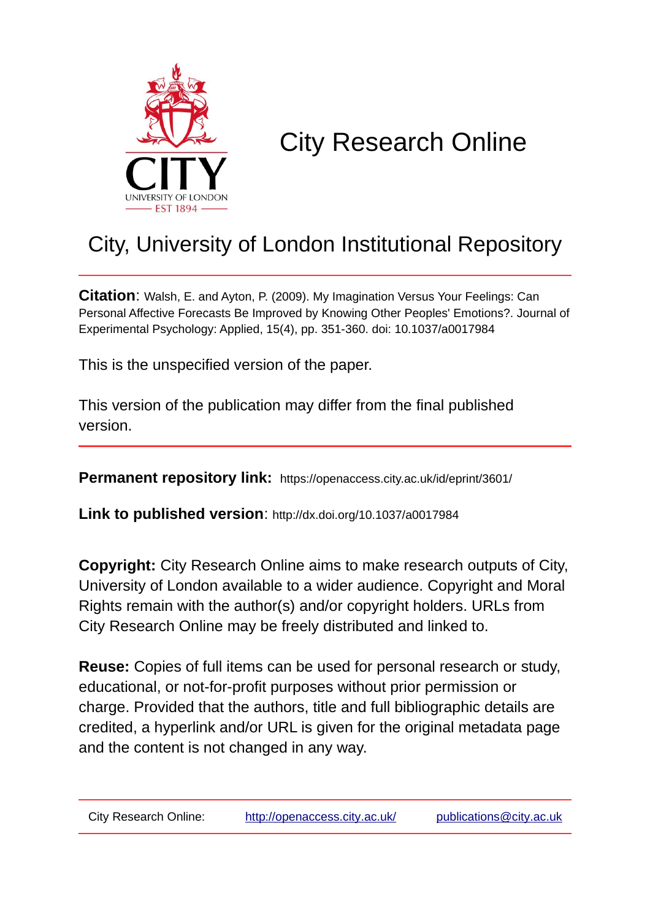# City Research Online

## City, University of London Institutional Repository

**Citation**: Walsh, E. and Ayton, P. (2009). My Imagination Versus Your Feelings: Can Personal Affective Forecasts Be Improved by Knowing Other Peoples' Emotions?. Journal of Experimental Psychology: Applied, 15(4), pp. 351-360. doi: 10.1037/a0017984

This is the unspecified version of the paper.

This version of the publication may differ from the final published version.

---

**Permanent repository link:** https://openaccess.city.ac.uk/id/eprint/3601/

**Link to published version**: http://dx.doi.org/10.1037/a0017984

**Copyright:** City Research Online aims to make research outputs of City, University of London available to a wider audience. Copyright and Moral Rights remain with the author(s) and/or copyright holders. URLs from City Research Online may be freely distributed and linked to.

**Reuse:** Copies of full items can be used for personal research or study, educational, or not-for-profit purposes without prior permission or charge. Provided that the authors, title and full bibliographic details are credited, a hyperlink and/or URL is given for the original metadata page and the content is not changed in any way.

---

City Research Online: http://openaccess.city.ac.uk/ publications@city.ac.uk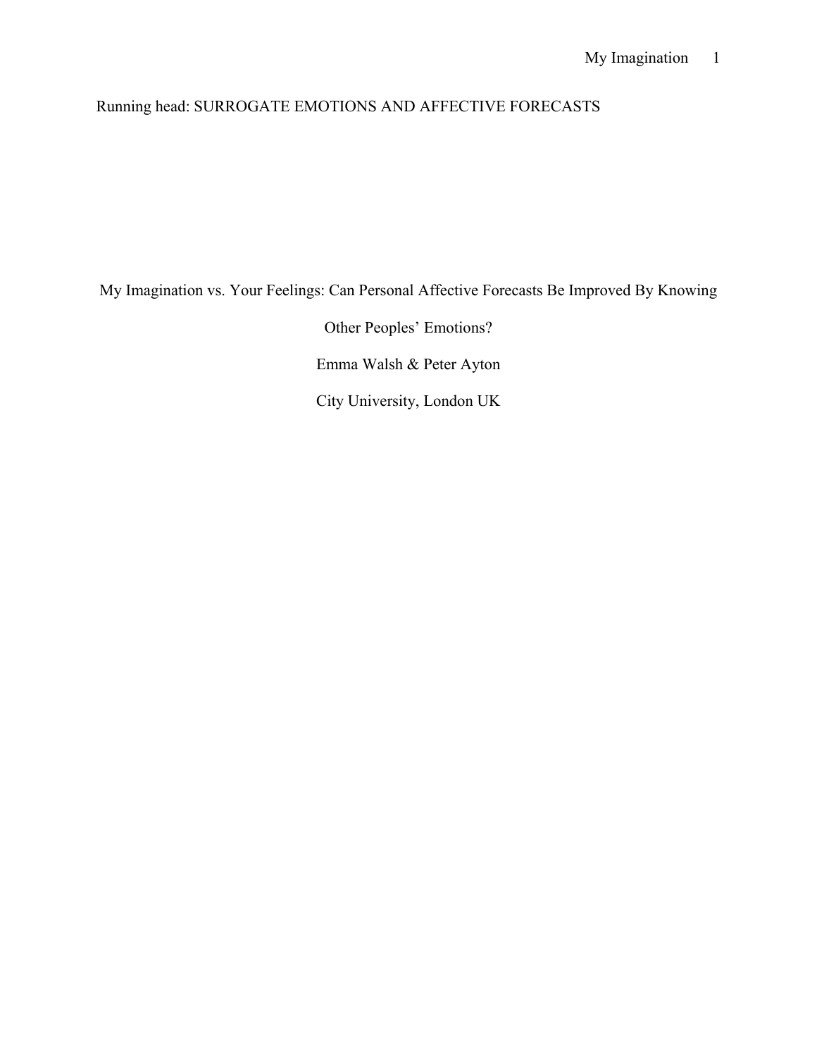Running head: SURROGATE EMOTIONS AND AFFECTIVE FORECASTS

# My Imagination vs. Your Feelings: Can Personal Affective Forecasts Be Improved By Knowing Other Peoples' Emotions?

Emma Walsh & Peter Ayton

City University, London UK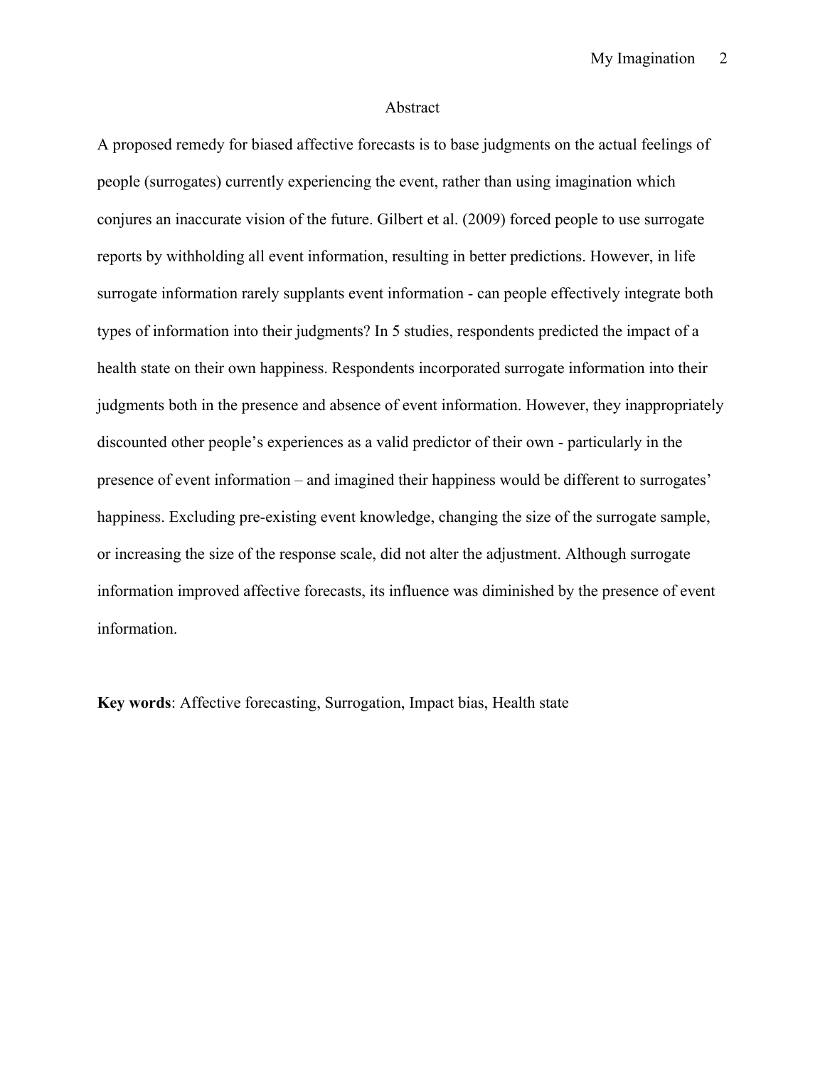# Abstract

A proposed remedy for biased affective forecasts is to base judgments on the actual feelings of people (surrogates) currently experiencing the event, rather than using imagination which conjures an inaccurate vision of the future. Gilbert et al. (2009) forced people to use surrogate reports by withholding all event information, resulting in better predictions. However, in life surrogate information rarely supplants event information - can people effectively integrate both types of information into their judgments? In 5 studies, respondents predicted the impact of a health state on their own happiness. Respondents incorporated surrogate information into their judgments both in the presence and absence of event information. However, they inappropriately discounted other people's experiences as a valid predictor of their own - particularly in the presence of event information – and imagined their happiness would be different to surrogates' happiness. Excluding pre-existing event knowledge, changing the size of the surrogate sample, or increasing the size of the response scale, did not alter the adjustment. Although surrogate information improved affective forecasts, its influence was diminished by the presence of event information.

**Key words**: Affective forecasting, Surrogation, Impact bias, Health state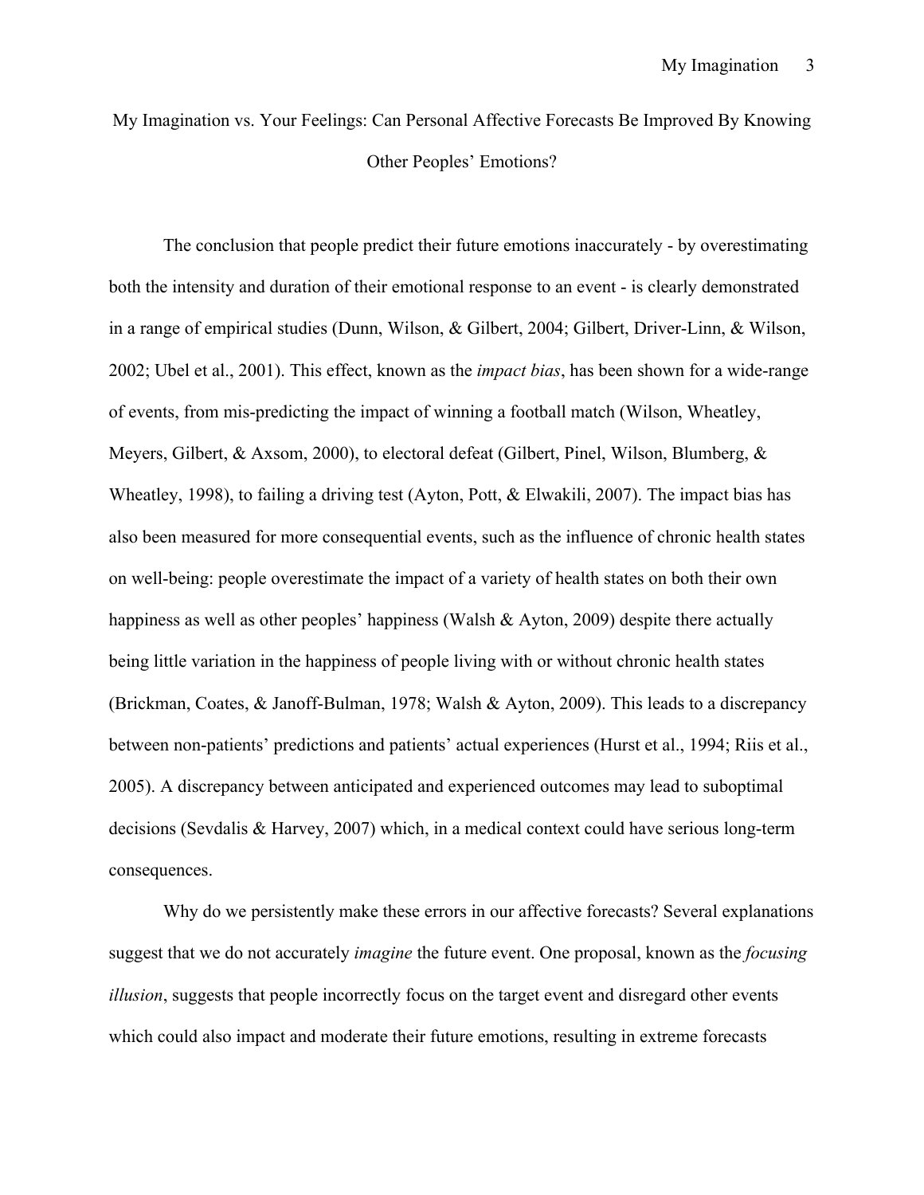# My Imagination vs. Your Feelings: Can Personal Affective Forecasts Be Improved By Knowing Other Peoples' Emotions?

The conclusion that people predict their future emotions inaccurately - by overestimating both the intensity and duration of their emotional response to an event - is clearly demonstrated in a range of empirical studies (Dunn, Wilson, & Gilbert, 2004; Gilbert, Driver-Linn, & Wilson, 2002; Ubel et al., 2001). This effect, known as the *impact bias*, has been shown for a wide-range of events, from mis-predicting the impact of winning a football match (Wilson, Wheatley, Meyers, Gilbert, & Axsom, 2000), to electoral defeat (Gilbert, Pinel, Wilson, Blumberg, & Wheatley, 1998), to failing a driving test (Ayton, Pott, & Elwakili, 2007). The impact bias has also been measured for more consequential events, such as the influence of chronic health states on well-being: people overestimate the impact of a variety of health states on both their own happiness as well as other peoples' happiness (Walsh & Ayton, 2009) despite there actually being little variation in the happiness of people living with or without chronic health states (Brickman, Coates, & Janoff-Bulman, 1978; Walsh & Ayton, 2009). This leads to a discrepancy between non-patients' predictions and patients' actual experiences (Hurst et al., 1994; Riis et al., 2005). A discrepancy between anticipated and experienced outcomes may lead to suboptimal decisions (Sevdalis & Harvey, 2007) which, in a medical context could have serious long-term consequences.

Why do we persistently make these errors in our affective forecasts? Several explanations suggest that we do not accurately *imagine* the future event. One proposal, known as the *focusing illusion*, suggests that people incorrectly focus on the target event and disregard other events which could also impact and moderate their future emotions, resulting in extreme forecasts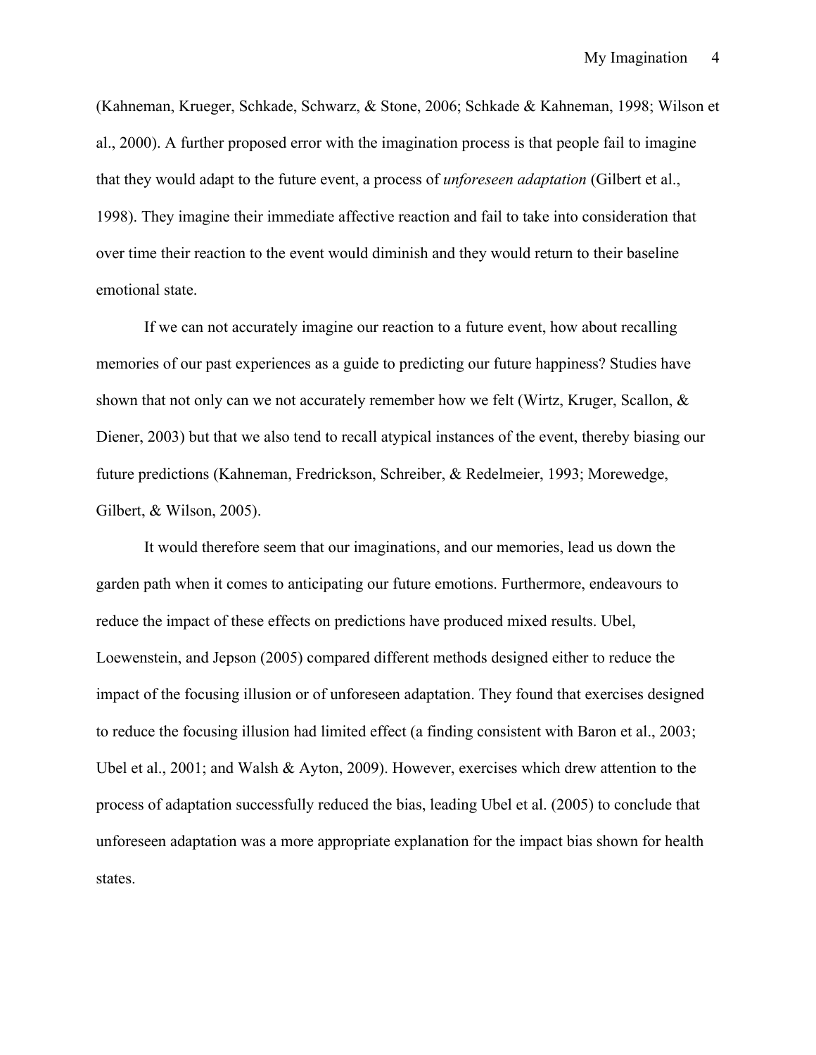(Kahneman, Krueger, Schkade, Schwarz, & Stone, 2006; Schkade & Kahneman, 1998; Wilson et al., 2000). A further proposed error with the imagination process is that people fail to imagine that they would adapt to the future event, a process of *unforeseen adaptation* (Gilbert et al., 1998). They imagine their immediate affective reaction and fail to take into consideration that over time their reaction to the event would diminish and they would return to their baseline emotional state.

If we can not accurately imagine our reaction to a future event, how about recalling memories of our past experiences as a guide to predicting our future happiness? Studies have shown that not only can we not accurately remember how we felt (Wirtz, Kruger, Scallon, & Diener, 2003) but that we also tend to recall atypical instances of the event, thereby biasing our future predictions (Kahneman, Fredrickson, Schreiber, & Redelmeier, 1993; Morewedge, Gilbert, & Wilson, 2005).

It would therefore seem that our imaginations, and our memories, lead us down the garden path when it comes to anticipating our future emotions. Furthermore, endeavours to reduce the impact of these effects on predictions have produced mixed results. Ubel, Loewenstein, and Jepson (2005) compared different methods designed either to reduce the impact of the focusing illusion or of unforeseen adaptation. They found that exercises designed to reduce the focusing illusion had limited effect (a finding consistent with Baron et al., 2003; Ubel et al., 2001; and Walsh & Ayton, 2009). However, exercises which drew attention to the process of adaptation successfully reduced the bias, leading Ubel et al. (2005) to conclude that unforeseen adaptation was a more appropriate explanation for the impact bias shown for health states.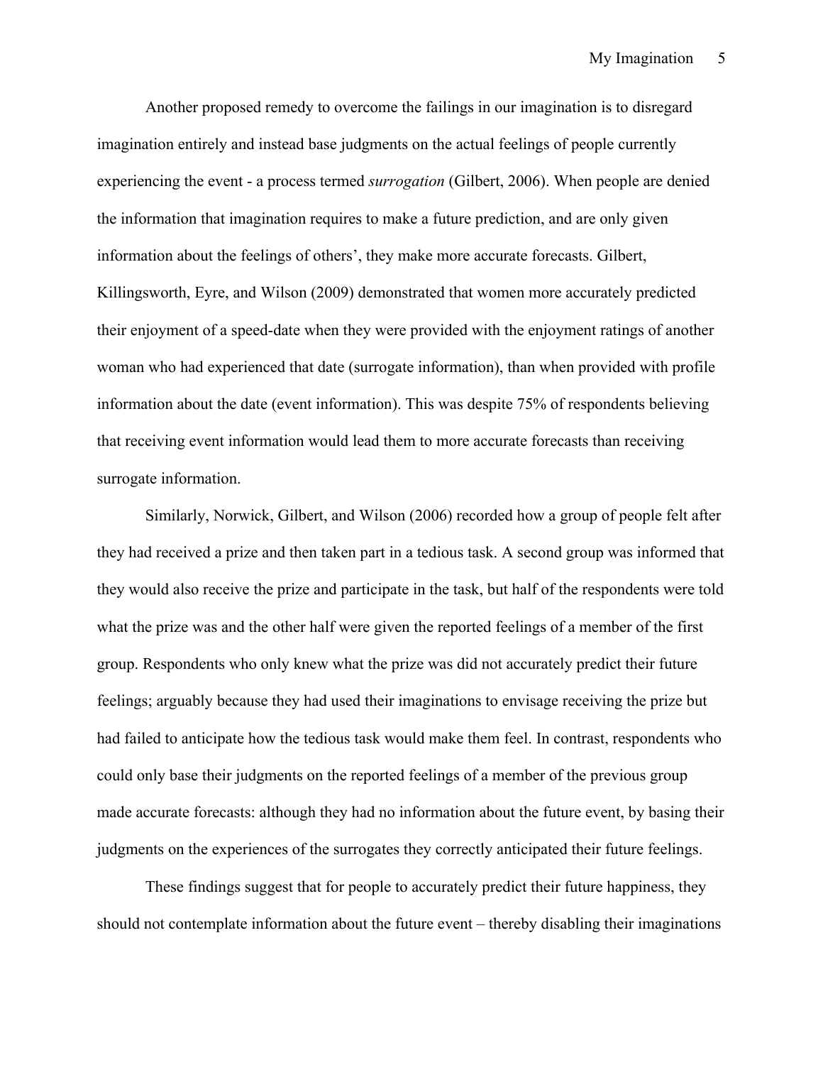Another proposed remedy to overcome the failings in our imagination is to disregard imagination entirely and instead base judgments on the actual feelings of people currently experiencing the event - a process termed *surrogation* (Gilbert, 2006). When people are denied the information that imagination requires to make a future prediction, and are only given information about the feelings of others', they make more accurate forecasts. Gilbert, Killingsworth, Eyre, and Wilson (2009) demonstrated that women more accurately predicted their enjoyment of a speed-date when they were provided with the enjoyment ratings of another woman who had experienced that date (surrogate information), than when provided with profile information about the date (event information). This was despite 75% of respondents believing that receiving event information would lead them to more accurate forecasts than receiving surrogate information.

Similarly, Norwick, Gilbert, and Wilson (2006) recorded how a group of people felt after they had received a prize and then taken part in a tedious task. A second group was informed that they would also receive the prize and participate in the task, but half of the respondents were told what the prize was and the other half were given the reported feelings of a member of the first group. Respondents who only knew what the prize was did not accurately predict their future feelings; arguably because they had used their imaginations to envisage receiving the prize but had failed to anticipate how the tedious task would make them feel. In contrast, respondents who could only base their judgments on the reported feelings of a member of the previous group made accurate forecasts: although they had no information about the future event, by basing their judgments on the experiences of the surrogates they correctly anticipated their future feelings.

These findings suggest that for people to accurately predict their future happiness, they should not contemplate information about the future event – thereby disabling their imaginations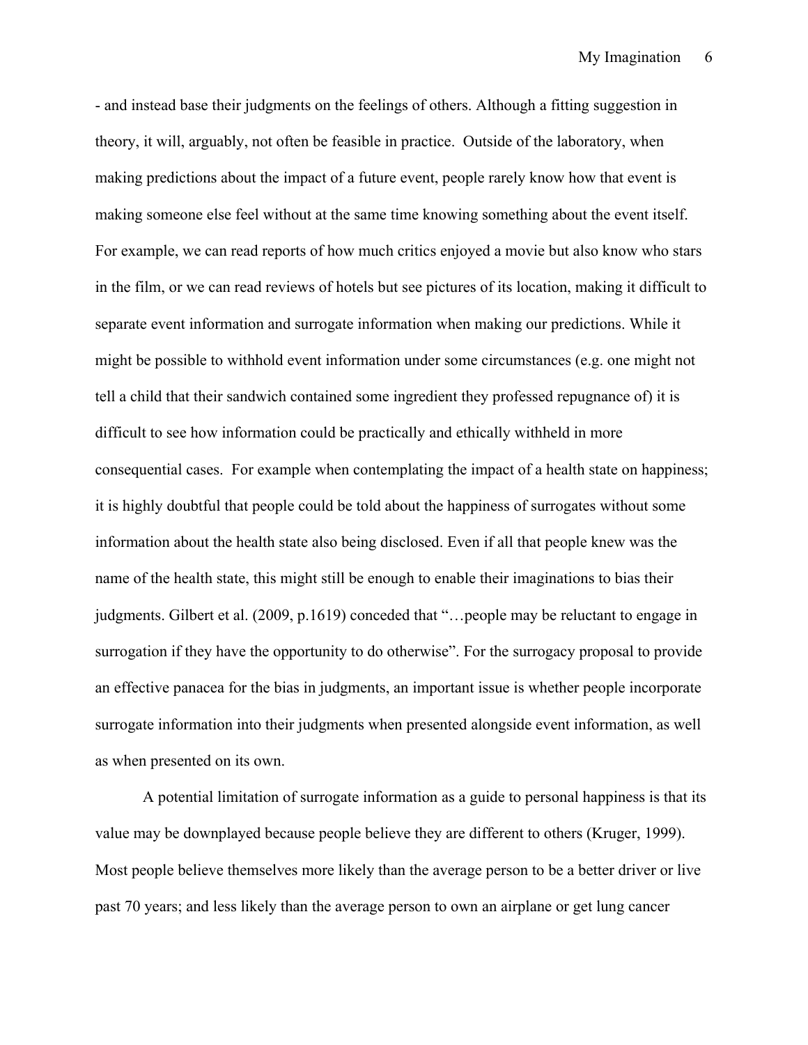- and instead base their judgments on the feelings of others. Although a fitting suggestion in theory, it will, arguably, not often be feasible in practice.  Outside of the laboratory, when making predictions about the impact of a future event, people rarely know how that event is making someone else feel without at the same time knowing something about the event itself. For example, we can read reports of how much critics enjoyed a movie but also know who stars in the film, or we can read reviews of hotels but see pictures of its location, making it difficult to separate event information and surrogate information when making our predictions. While it might be possible to withhold event information under some circumstances (e.g. one might not tell a child that their sandwich contained some ingredient they professed repugnance of) it is difficult to see how information could be practically and ethically withheld in more consequential cases.  For example when contemplating the impact of a health state on happiness; it is highly doubtful that people could be told about the happiness of surrogates without some information about the health state also being disclosed. Even if all that people knew was the name of the health state, this might still be enough to enable their imaginations to bias their judgments. Gilbert et al. (2009, p.1619) conceded that "…people may be reluctant to engage in surrogation if they have the opportunity to do otherwise". For the surrogacy proposal to provide an effective panacea for the bias in judgments, an important issue is whether people incorporate surrogate information into their judgments when presented alongside event information, as well as when presented on its own.

A potential limitation of surrogate information as a guide to personal happiness is that its value may be downplayed because people believe they are different to others (Kruger, 1999). Most people believe themselves more likely than the average person to be a better driver or live past 70 years; and less likely than the average person to own an airplane or get lung cancer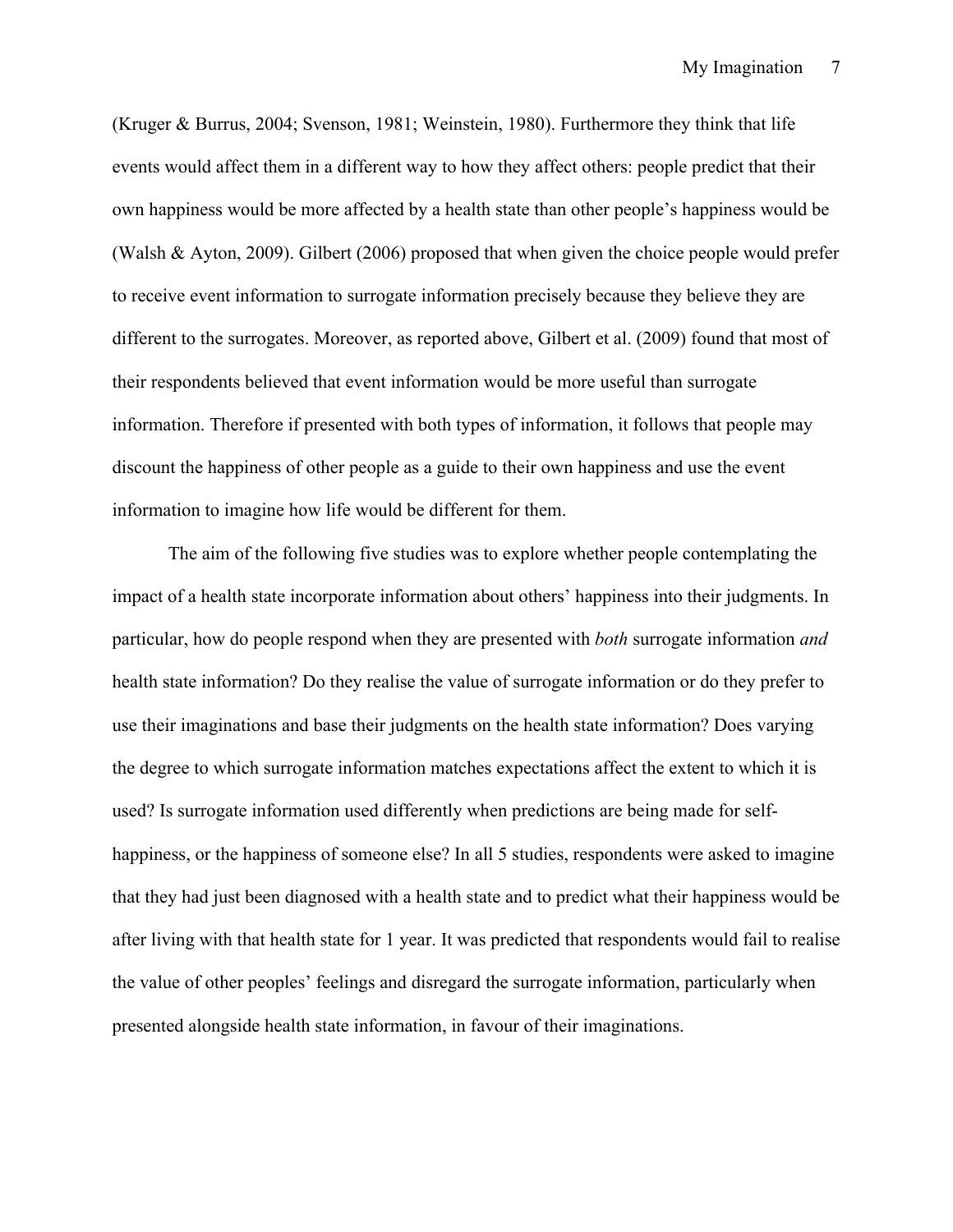(Kruger & Burrus, 2004; Svenson, 1981; Weinstein, 1980). Furthermore they think that life events would affect them in a different way to how they affect others: people predict that their own happiness would be more affected by a health state than other people's happiness would be (Walsh & Ayton, 2009). Gilbert (2006) proposed that when given the choice people would prefer to receive event information to surrogate information precisely because they believe they are different to the surrogates. Moreover, as reported above, Gilbert et al. (2009) found that most of their respondents believed that event information would be more useful than surrogate information. Therefore if presented with both types of information, it follows that people may discount the happiness of other people as a guide to their own happiness and use the event information to imagine how life would be different for them.

The aim of the following five studies was to explore whether people contemplating the impact of a health state incorporate information about others' happiness into their judgments. In particular, how do people respond when they are presented with *both* surrogate information *and* health state information? Do they realise the value of surrogate information or do they prefer to use their imaginations and base their judgments on the health state information? Does varying the degree to which surrogate information matches expectations affect the extent to which it is used? Is surrogate information used differently when predictions are being made for self-happiness, or the happiness of someone else? In all 5 studies, respondents were asked to imagine that they had just been diagnosed with a health state and to predict what their happiness would be after living with that health state for 1 year. It was predicted that respondents would fail to realise the value of other peoples' feelings and disregard the surrogate information, particularly when presented alongside health state information, in favour of their imaginations.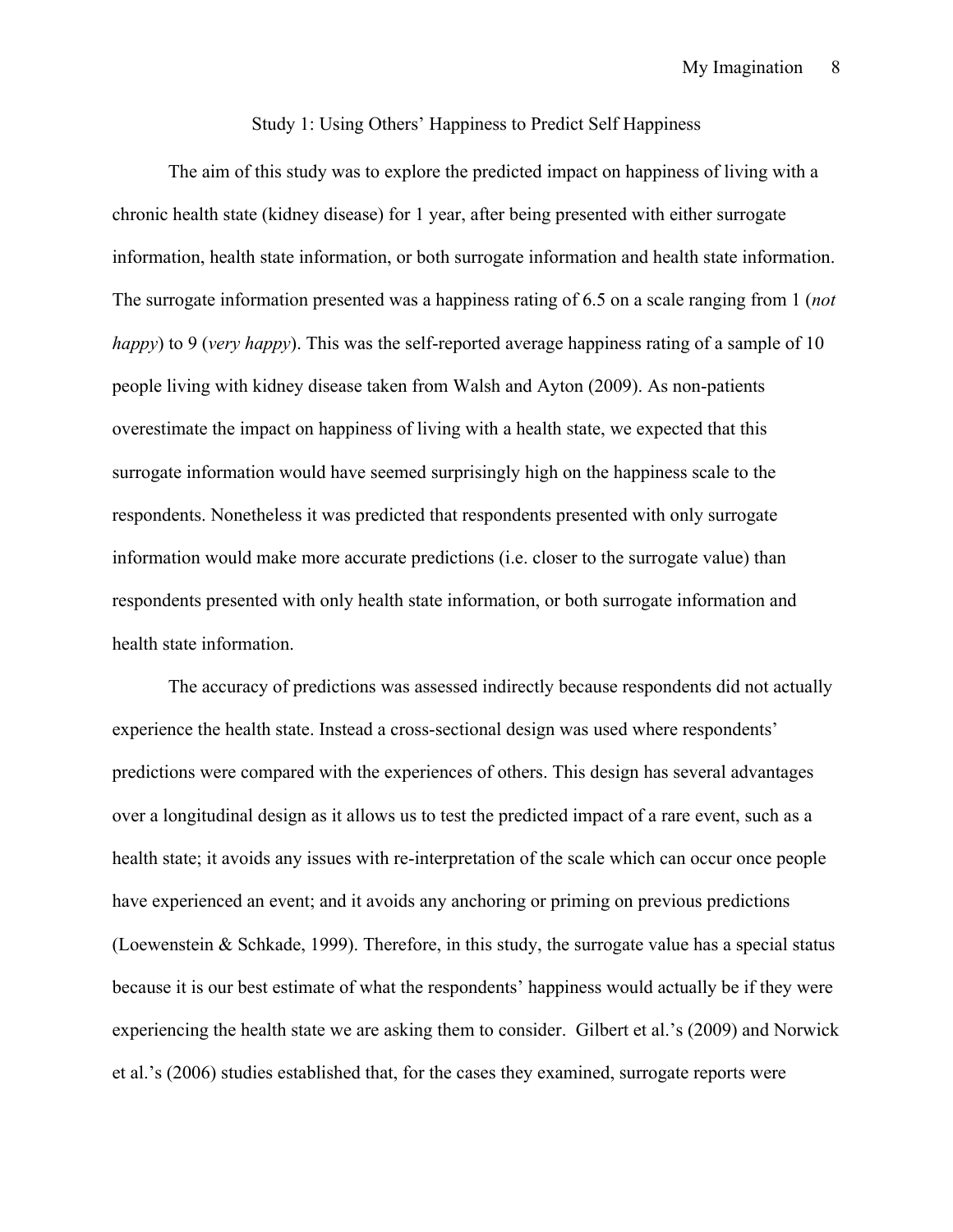## Study 1: Using Others' Happiness to Predict Self Happiness

The aim of this study was to explore the predicted impact on happiness of living with a chronic health state (kidney disease) for 1 year, after being presented with either surrogate information, health state information, or both surrogate information and health state information. The surrogate information presented was a happiness rating of 6.5 on a scale ranging from 1 (*not happy*) to 9 (*very happy*). This was the self-reported average happiness rating of a sample of 10 people living with kidney disease taken from Walsh and Ayton (2009). As non-patients overestimate the impact on happiness of living with a health state, we expected that this surrogate information would have seemed surprisingly high on the happiness scale to the respondents. Nonetheless it was predicted that respondents presented with only surrogate information would make more accurate predictions (i.e. closer to the surrogate value) than respondents presented with only health state information, or both surrogate information and health state information.

The accuracy of predictions was assessed indirectly because respondents did not actually experience the health state. Instead a cross-sectional design was used where respondents' predictions were compared with the experiences of others. This design has several advantages over a longitudinal design as it allows us to test the predicted impact of a rare event, such as a health state; it avoids any issues with re-interpretation of the scale which can occur once people have experienced an event; and it avoids any anchoring or priming on previous predictions (Loewenstein & Schkade, 1999). Therefore, in this study, the surrogate value has a special status because it is our best estimate of what the respondents' happiness would actually be if they were experiencing the health state we are asking them to consider. Gilbert et al.'s (2009) and Norwick et al.'s (2006) studies established that, for the cases they examined, surrogate reports were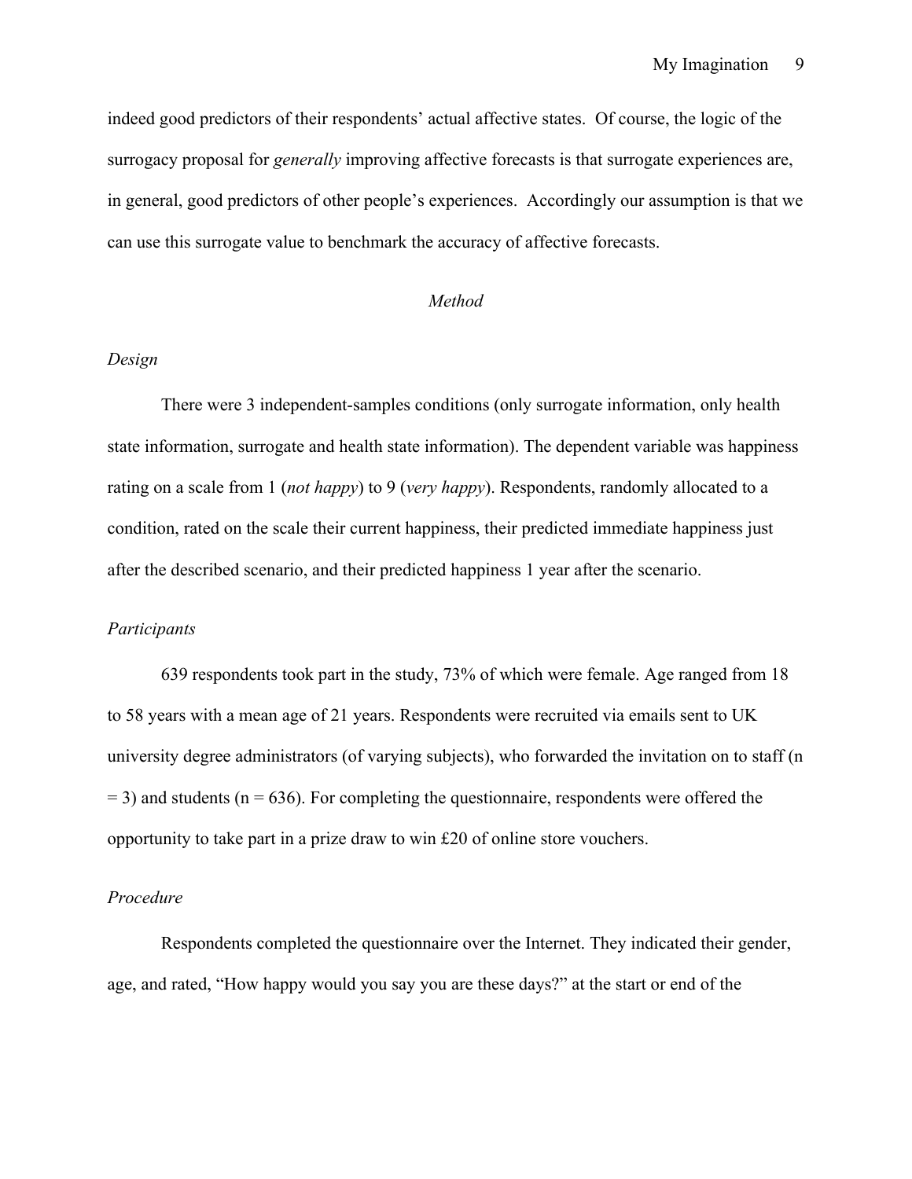indeed good predictors of their respondents' actual affective states. Of course, the logic of the surrogacy proposal for *generally* improving affective forecasts is that surrogate experiences are, in general, good predictors of other people's experiences. Accordingly our assumption is that we can use this surrogate value to benchmark the accuracy of affective forecasts.

## *Method*

### *Design*

There were 3 independent-samples conditions (only surrogate information, only health state information, surrogate and health state information). The dependent variable was happiness rating on a scale from 1 (*not happy*) to 9 (*very happy*). Respondents, randomly allocated to a condition, rated on the scale their current happiness, their predicted immediate happiness just after the described scenario, and their predicted happiness 1 year after the scenario.

### *Participants*

639 respondents took part in the study, 73% of which were female. Age ranged from 18 to 58 years with a mean age of 21 years. Respondents were recruited via emails sent to UK university degree administrators (of varying subjects), who forwarded the invitation on to staff (n = 3) and students (n = 636). For completing the questionnaire, respondents were offered the opportunity to take part in a prize draw to win £20 of online store vouchers.

### *Procedure*

Respondents completed the questionnaire over the Internet. They indicated their gender, age, and rated, "How happy would you say you are these days?" at the start or end of the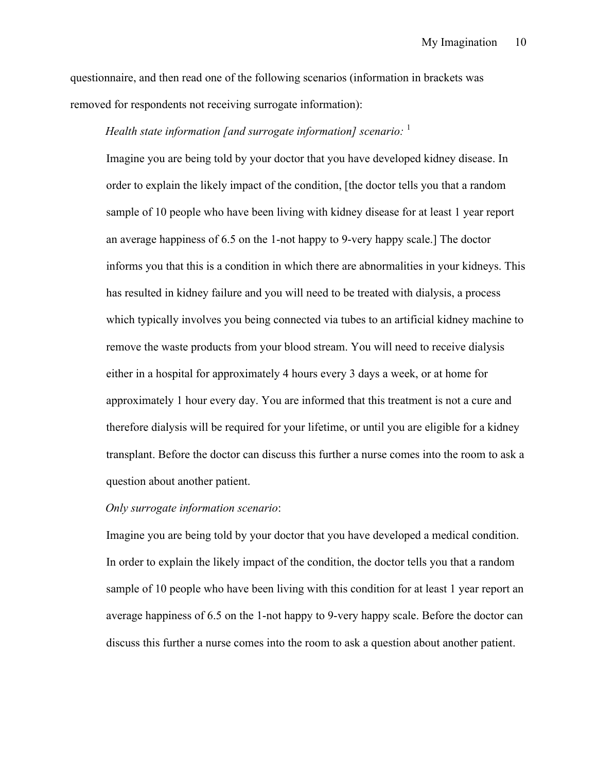questionnaire, and then read one of the following scenarios (information in brackets was removed for respondents not receiving surrogate information):

*Health state information [and surrogate information] scenario:* [1]

Imagine you are being told by your doctor that you have developed kidney disease. In order to explain the likely impact of the condition, [the doctor tells you that a random sample of 10 people who have been living with kidney disease for at least 1 year report an average happiness of 6.5 on the 1-not happy to 9-very happy scale.] The doctor informs you that this is a condition in which there are abnormalities in your kidneys. This has resulted in kidney failure and you will need to be treated with dialysis, a process which typically involves you being connected via tubes to an artificial kidney machine to remove the waste products from your blood stream. You will need to receive dialysis either in a hospital for approximately 4 hours every 3 days a week, or at home for approximately 1 hour every day. You are informed that this treatment is not a cure and therefore dialysis will be required for your lifetime, or until you are eligible for a kidney transplant. Before the doctor can discuss this further a nurse comes into the room to ask a question about another patient.

*Only surrogate information scenario*:

Imagine you are being told by your doctor that you have developed a medical condition. In order to explain the likely impact of the condition, the doctor tells you that a random sample of 10 people who have been living with this condition for at least 1 year report an average happiness of 6.5 on the 1-not happy to 9-very happy scale. Before the doctor can discuss this further a nurse comes into the room to ask a question about another patient.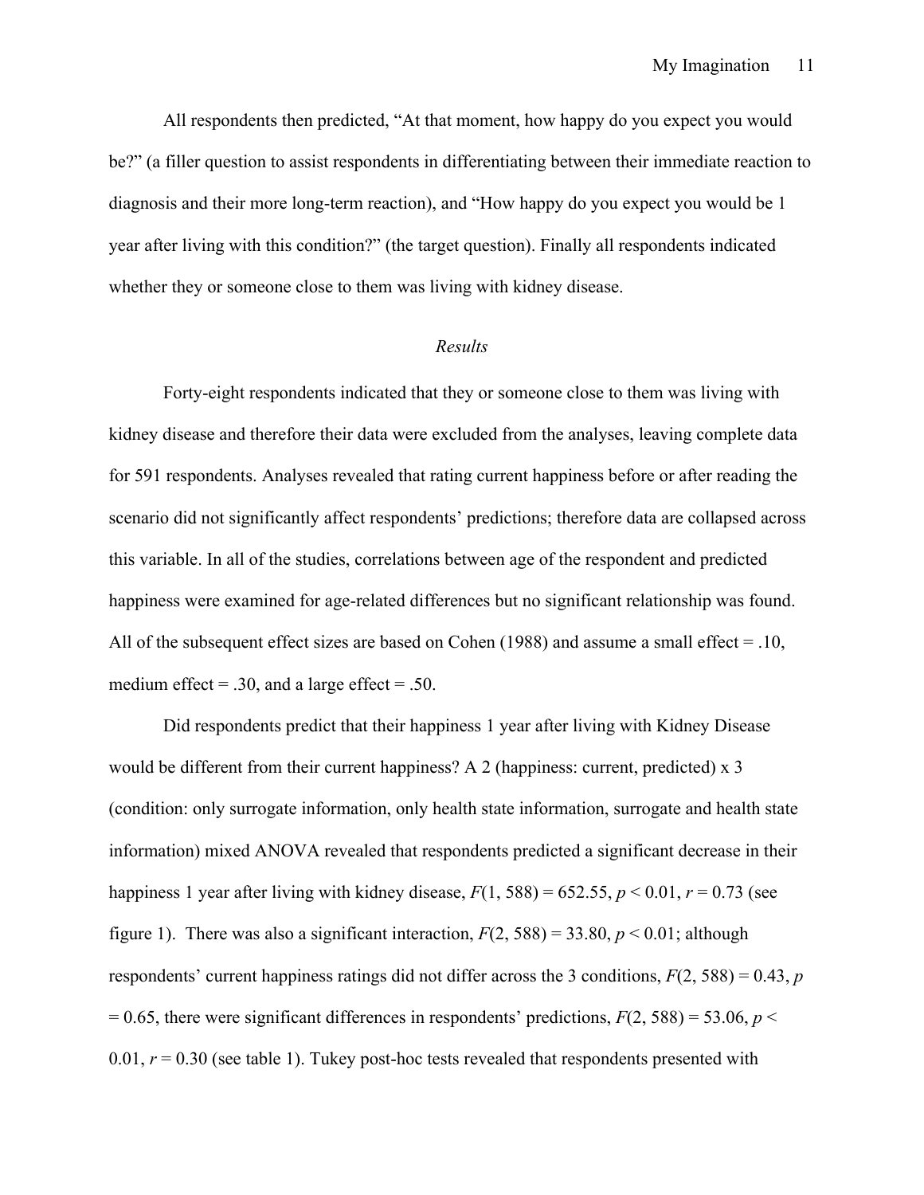All respondents then predicted, "At that moment, how happy do you expect you would be?" (a filler question to assist respondents in differentiating between their immediate reaction to diagnosis and their more long-term reaction), and "How happy do you expect you would be 1 year after living with this condition?" (the target question). Finally all respondents indicated whether they or someone close to them was living with kidney disease.

### *Results*

Forty-eight respondents indicated that they or someone close to them was living with kidney disease and therefore their data were excluded from the analyses, leaving complete data for 591 respondents. Analyses revealed that rating current happiness before or after reading the scenario did not significantly affect respondents' predictions; therefore data are collapsed across this variable. In all of the studies, correlations between age of the respondent and predicted happiness were examined for age-related differences but no significant relationship was found. All of the subsequent effect sizes are based on Cohen (1988) and assume a small effect = .10, medium effect = .30, and a large effect = .50.

Did respondents predict that their happiness 1 year after living with Kidney Disease would be different from their current happiness? A 2 (happiness: current, predicted) x 3 (condition: only surrogate information, only health state information, surrogate and health state information) mixed ANOVA revealed that respondents predicted a significant decrease in their happiness 1 year after living with kidney disease, $F(1, 588) = 652.55$, $p < 0.01$, $r = 0.73$ (see figure 1). There was also a significant interaction, $F(2, 588) = 33.80$, $p < 0.01$; although respondents' current happiness ratings did not differ across the 3 conditions, $F(2, 588) = 0.43$, $p = 0.65$, there were significant differences in respondents' predictions, $F(2, 588) = 53.06$, $p < 0.01$, $r = 0.30$ (see table 1). Tukey post-hoc tests revealed that respondents presented with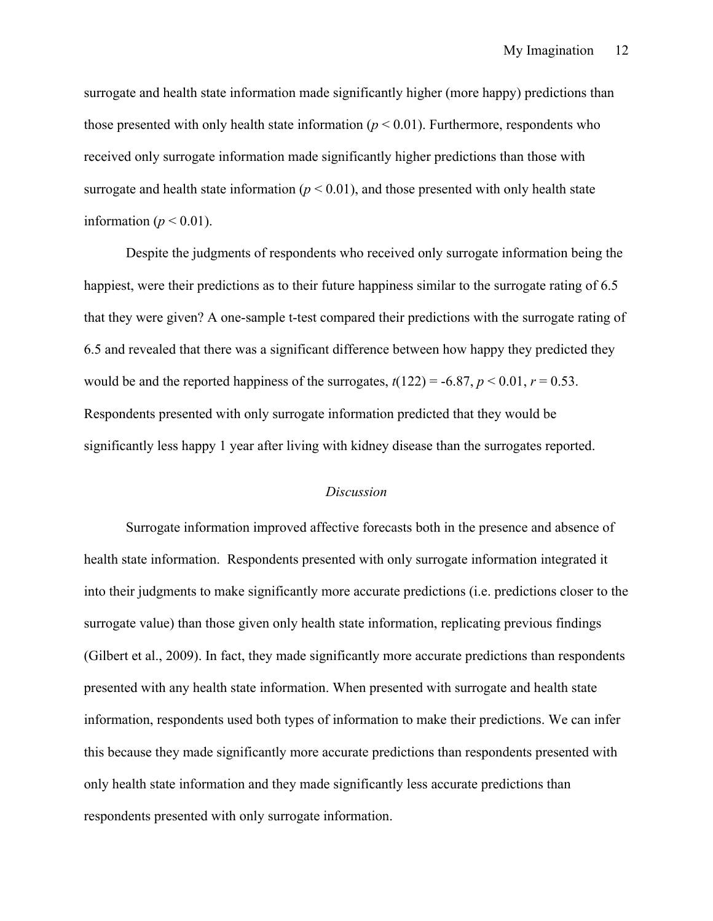surrogate and health state information made significantly higher (more happy) predictions than those presented with only health state information ($p < 0.01$). Furthermore, respondents who received only surrogate information made significantly higher predictions than those with surrogate and health state information ($p < 0.01$), and those presented with only health state information ($p < 0.01$).

Despite the judgments of respondents who received only surrogate information being the happiest, were their predictions as to their future happiness similar to the surrogate rating of 6.5 that they were given? A one-sample t-test compared their predictions with the surrogate rating of 6.5 and revealed that there was a significant difference between how happy they predicted they would be and the reported happiness of the surrogates, $t(122) = -6.87$, $p < 0.01$, $r = 0.53$. Respondents presented with only surrogate information predicted that they would be significantly less happy 1 year after living with kidney disease than the surrogates reported.

## *Discussion*

Surrogate information improved affective forecasts both in the presence and absence of health state information. Respondents presented with only surrogate information integrated it into their judgments to make significantly more accurate predictions (i.e. predictions closer to the surrogate value) than those given only health state information, replicating previous findings (Gilbert et al., 2009). In fact, they made significantly more accurate predictions than respondents presented with any health state information. When presented with surrogate and health state information, respondents used both types of information to make their predictions. We can infer this because they made significantly more accurate predictions than respondents presented with only health state information and they made significantly less accurate predictions than respondents presented with only surrogate information.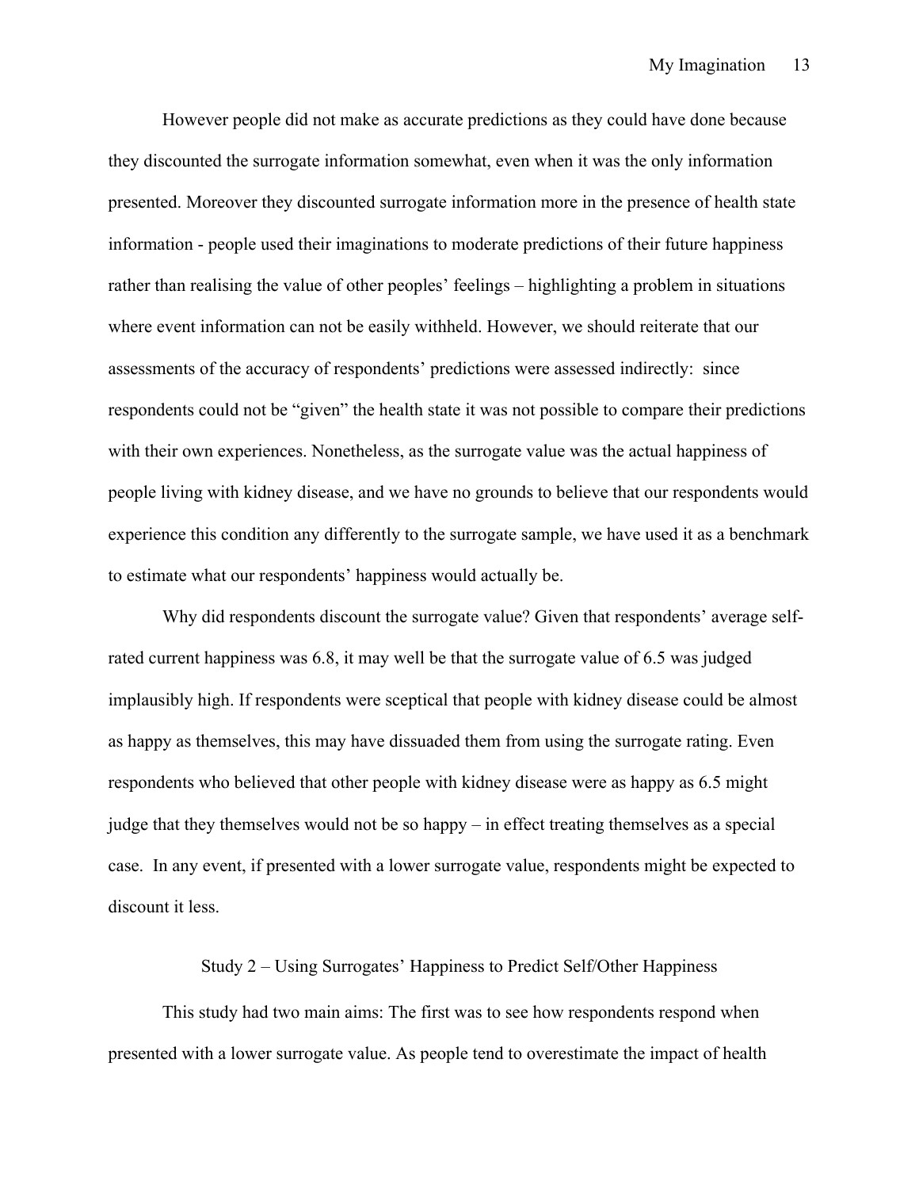However people did not make as accurate predictions as they could have done because they discounted the surrogate information somewhat, even when it was the only information presented. Moreover they discounted surrogate information more in the presence of health state information - people used their imaginations to moderate predictions of their future happiness rather than realising the value of other peoples' feelings – highlighting a problem in situations where event information can not be easily withheld. However, we should reiterate that our assessments of the accuracy of respondents' predictions were assessed indirectly: since respondents could not be "given" the health state it was not possible to compare their predictions with their own experiences. Nonetheless, as the surrogate value was the actual happiness of people living with kidney disease, and we have no grounds to believe that our respondents would experience this condition any differently to the surrogate sample, we have used it as a benchmark to estimate what our respondents' happiness would actually be.

Why did respondents discount the surrogate value? Given that respondents' average self-rated current happiness was 6.8, it may well be that the surrogate value of 6.5 was judged implausibly high. If respondents were sceptical that people with kidney disease could be almost as happy as themselves, this may have dissuaded them from using the surrogate rating. Even respondents who believed that other people with kidney disease were as happy as 6.5 might judge that they themselves would not be so happy – in effect treating themselves as a special case. In any event, if presented with a lower surrogate value, respondents might be expected to discount it less.

## Study 2 – Using Surrogates' Happiness to Predict Self/Other Happiness

This study had two main aims: The first was to see how respondents respond when presented with a lower surrogate value. As people tend to overestimate the impact of health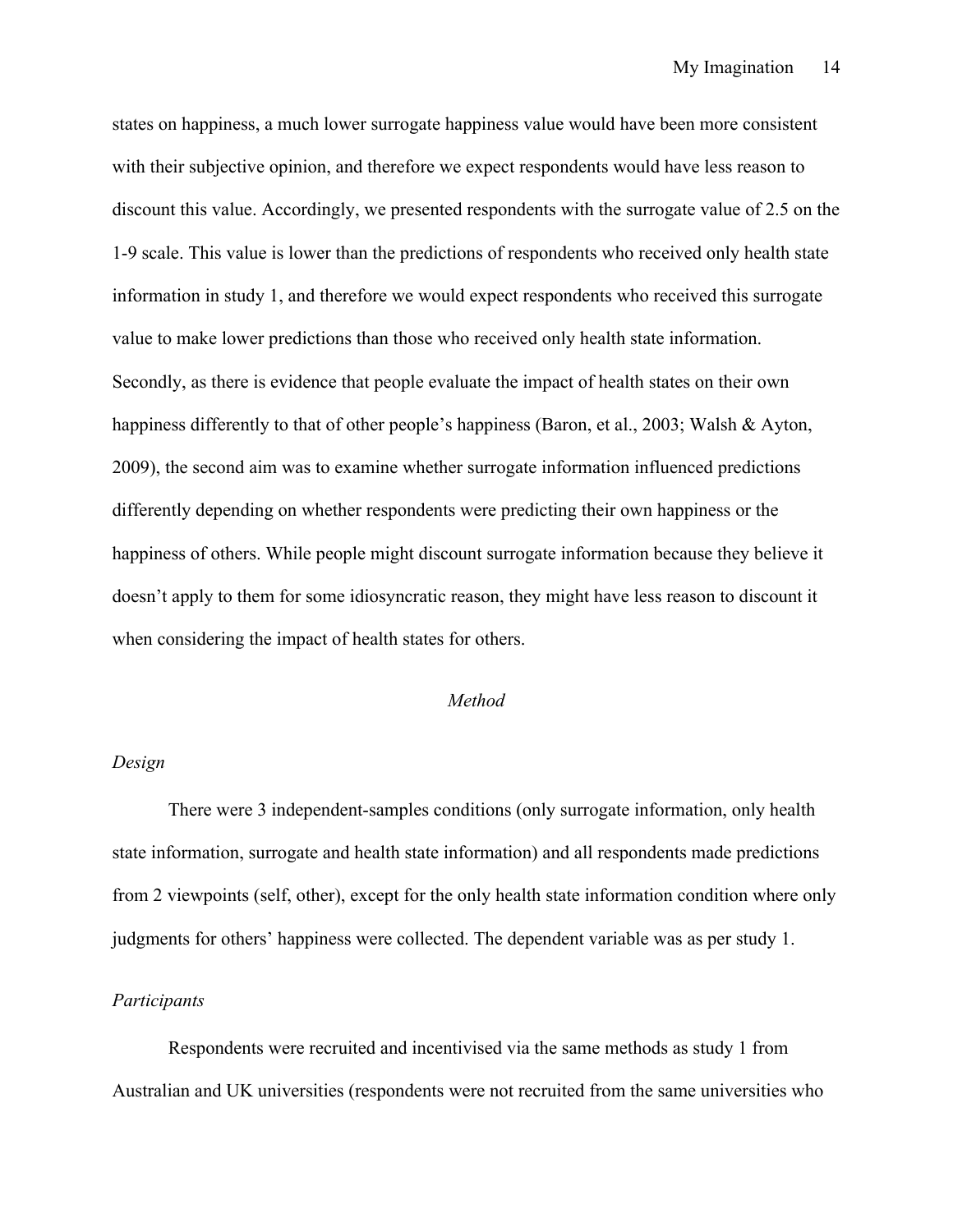states on happiness, a much lower surrogate happiness value would have been more consistent with their subjective opinion, and therefore we expect respondents would have less reason to discount this value. Accordingly, we presented respondents with the surrogate value of 2.5 on the 1-9 scale. This value is lower than the predictions of respondents who received only health state information in study 1, and therefore we would expect respondents who received this surrogate value to make lower predictions than those who received only health state information. Secondly, as there is evidence that people evaluate the impact of health states on their own happiness differently to that of other people's happiness (Baron, et al., 2003; Walsh & Ayton, 2009), the second aim was to examine whether surrogate information influenced predictions differently depending on whether respondents were predicting their own happiness or the happiness of others. While people might discount surrogate information because they believe it doesn't apply to them for some idiosyncratic reason, they might have less reason to discount it when considering the impact of health states for others.

## *Method*

### *Design*

There were 3 independent-samples conditions (only surrogate information, only health state information, surrogate and health state information) and all respondents made predictions from 2 viewpoints (self, other), except for the only health state information condition where only judgments for others' happiness were collected. The dependent variable was as per study 1.

### *Participants*

Respondents were recruited and incentivised via the same methods as study 1 from Australian and UK universities (respondents were not recruited from the same universities who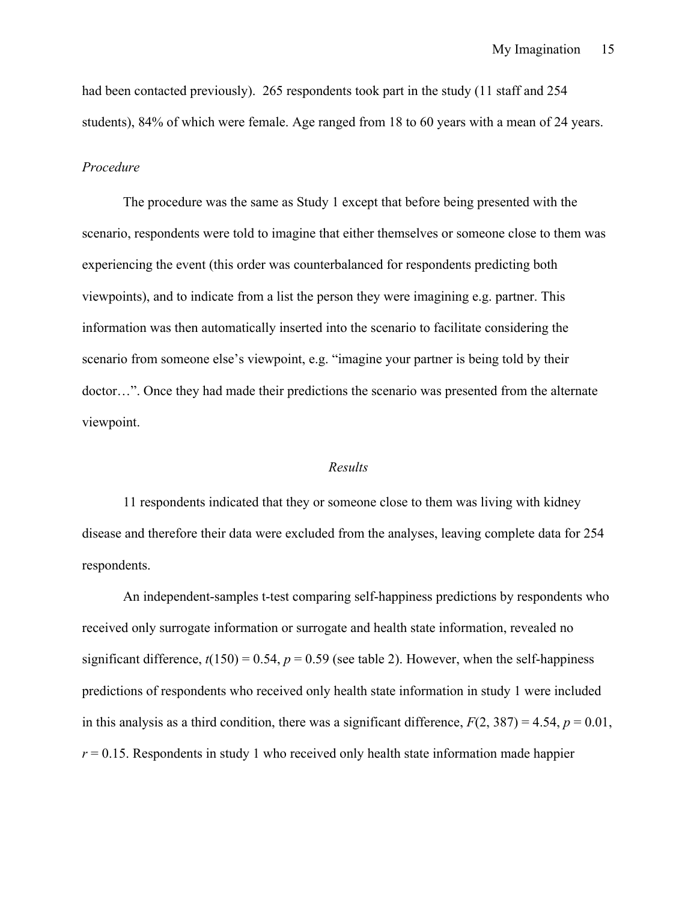had been contacted previously). 265 respondents took part in the study (11 staff and 254 students), 84% of which were female. Age ranged from 18 to 60 years with a mean of 24 years.

*Procedure*

The procedure was the same as Study 1 except that before being presented with the scenario, respondents were told to imagine that either themselves or someone close to them was experiencing the event (this order was counterbalanced for respondents predicting both viewpoints), and to indicate from a list the person they were imagining e.g. partner. This information was then automatically inserted into the scenario to facilitate considering the scenario from someone else's viewpoint, e.g. "imagine your partner is being told by their doctor…". Once they had made their predictions the scenario was presented from the alternate viewpoint.

## *Results*

11 respondents indicated that they or someone close to them was living with kidney disease and therefore their data were excluded from the analyses, leaving complete data for 254 respondents.

An independent-samples t-test comparing self-happiness predictions by respondents who received only surrogate information or surrogate and health state information, revealed no significant difference, $t(150) = 0.54$, $p = 0.59$ (see table 2). However, when the self-happiness predictions of respondents who received only health state information in study 1 were included in this analysis as a third condition, there was a significant difference, $F(2, 387) = 4.54$, $p = 0.01$, $r = 0.15$. Respondents in study 1 who received only health state information made happier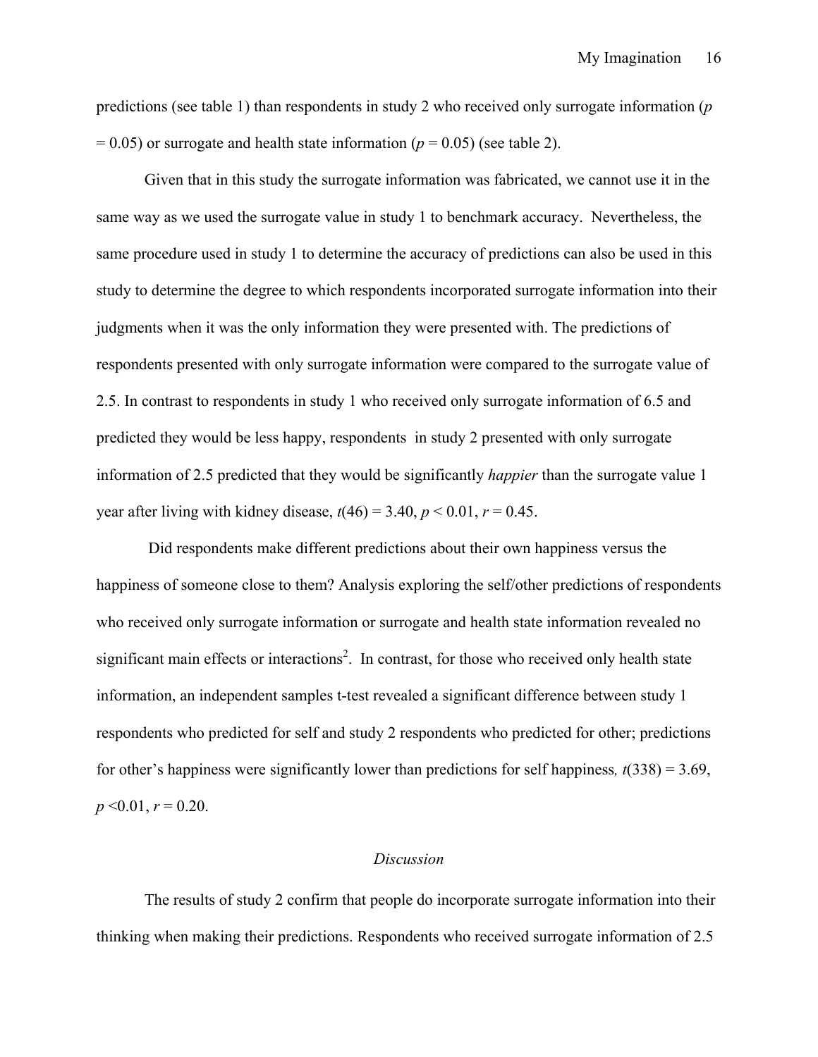predictions (see table 1) than respondents in study 2 who received only surrogate information ($p = 0.05$) or surrogate and health state information ($p = 0.05$) (see table 2).

Given that in this study the surrogate information was fabricated, we cannot use it in the same way as we used the surrogate value in study 1 to benchmark accuracy. Nevertheless, the same procedure used in study 1 to determine the accuracy of predictions can also be used in this study to determine the degree to which respondents incorporated surrogate information into their judgments when it was the only information they were presented with. The predictions of respondents presented with only surrogate information were compared to the surrogate value of 2.5. In contrast to respondents in study 1 who received only surrogate information of 6.5 and predicted they would be less happy, respondents in study 2 presented with only surrogate information of 2.5 predicted that they would be significantly *happier* than the surrogate value 1 year after living with kidney disease, $t(46) = 3.40$, $p < 0.01$, $r = 0.45$.

Did respondents make different predictions about their own happiness versus the happiness of someone close to them? Analysis exploring the self/other predictions of respondents who received only surrogate information or surrogate and health state information revealed no significant main effects or interactions[2]. In contrast, for those who received only health state information, an independent samples t-test revealed a significant difference between study 1 respondents who predicted for self and study 2 respondents who predicted for other; predictions for other's happiness were significantly lower than predictions for self happiness, $t(338) = 3.69$, $p < 0.01$, $r = 0.20$.

*Discussion*

The results of study 2 confirm that people do incorporate surrogate information into their thinking when making their predictions. Respondents who received surrogate information of 2.5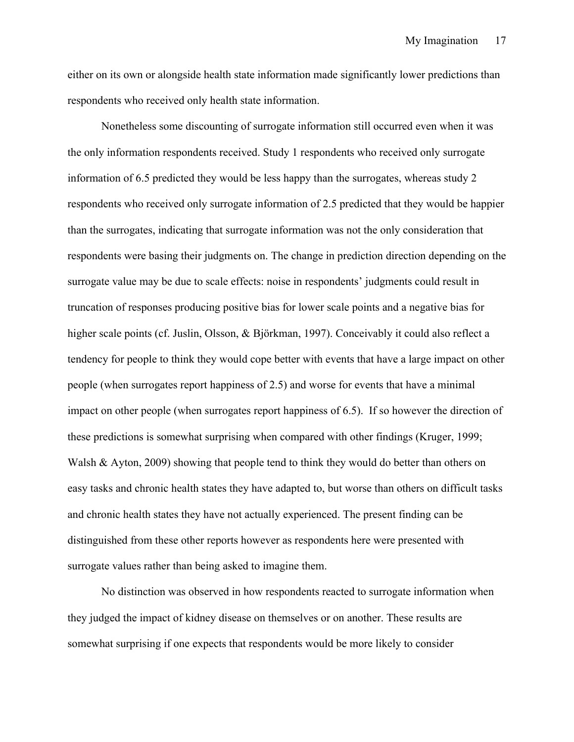either on its own or alongside health state information made significantly lower predictions than respondents who received only health state information.

Nonetheless some discounting of surrogate information still occurred even when it was the only information respondents received. Study 1 respondents who received only surrogate information of 6.5 predicted they would be less happy than the surrogates, whereas study 2 respondents who received only surrogate information of 2.5 predicted that they would be happier than the surrogates, indicating that surrogate information was not the only consideration that respondents were basing their judgments on. The change in prediction direction depending on the surrogate value may be due to scale effects: noise in respondents' judgments could result in truncation of responses producing positive bias for lower scale points and a negative bias for higher scale points (cf. Juslin, Olsson, & Björkman, 1997). Conceivably it could also reflect a tendency for people to think they would cope better with events that have a large impact on other people (when surrogates report happiness of 2.5) and worse for events that have a minimal impact on other people (when surrogates report happiness of 6.5). If so however the direction of these predictions is somewhat surprising when compared with other findings (Kruger, 1999; Walsh & Ayton, 2009) showing that people tend to think they would do better than others on easy tasks and chronic health states they have adapted to, but worse than others on difficult tasks and chronic health states they have not actually experienced. The present finding can be distinguished from these other reports however as respondents here were presented with surrogate values rather than being asked to imagine them.

No distinction was observed in how respondents reacted to surrogate information when they judged the impact of kidney disease on themselves or on another. These results are somewhat surprising if one expects that respondents would be more likely to consider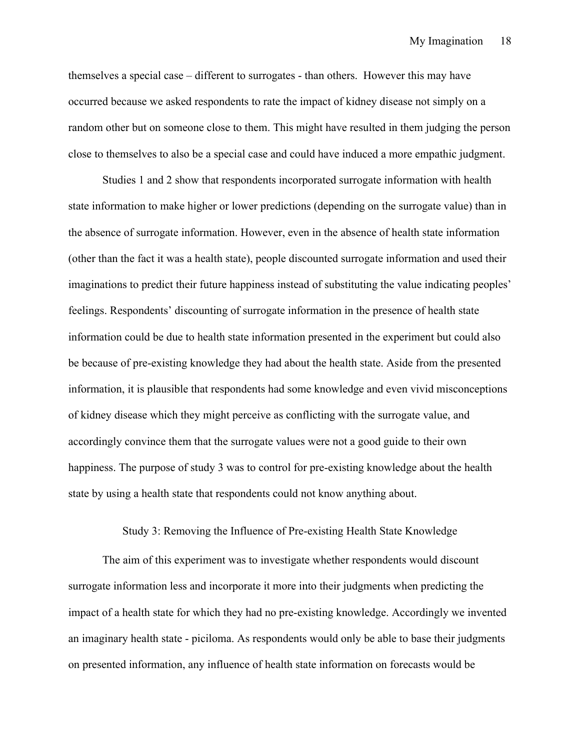themselves a special case – different to surrogates - than others. However this may have occurred because we asked respondents to rate the impact of kidney disease not simply on a random other but on someone close to them. This might have resulted in them judging the person close to themselves to also be a special case and could have induced a more empathic judgment.

Studies 1 and 2 show that respondents incorporated surrogate information with health state information to make higher or lower predictions (depending on the surrogate value) than in the absence of surrogate information. However, even in the absence of health state information (other than the fact it was a health state), people discounted surrogate information and used their imaginations to predict their future happiness instead of substituting the value indicating peoples' feelings. Respondents' discounting of surrogate information in the presence of health state information could be due to health state information presented in the experiment but could also be because of pre-existing knowledge they had about the health state. Aside from the presented information, it is plausible that respondents had some knowledge and even vivid misconceptions of kidney disease which they might perceive as conflicting with the surrogate value, and accordingly convince them that the surrogate values were not a good guide to their own happiness. The purpose of study 3 was to control for pre-existing knowledge about the health state by using a health state that respondents could not know anything about.

## Study 3: Removing the Influence of Pre-existing Health State Knowledge

The aim of this experiment was to investigate whether respondents would discount surrogate information less and incorporate it more into their judgments when predicting the impact of a health state for which they had no pre-existing knowledge. Accordingly we invented an imaginary health state - piciloma. As respondents would only be able to base their judgments on presented information, any influence of health state information on forecasts would be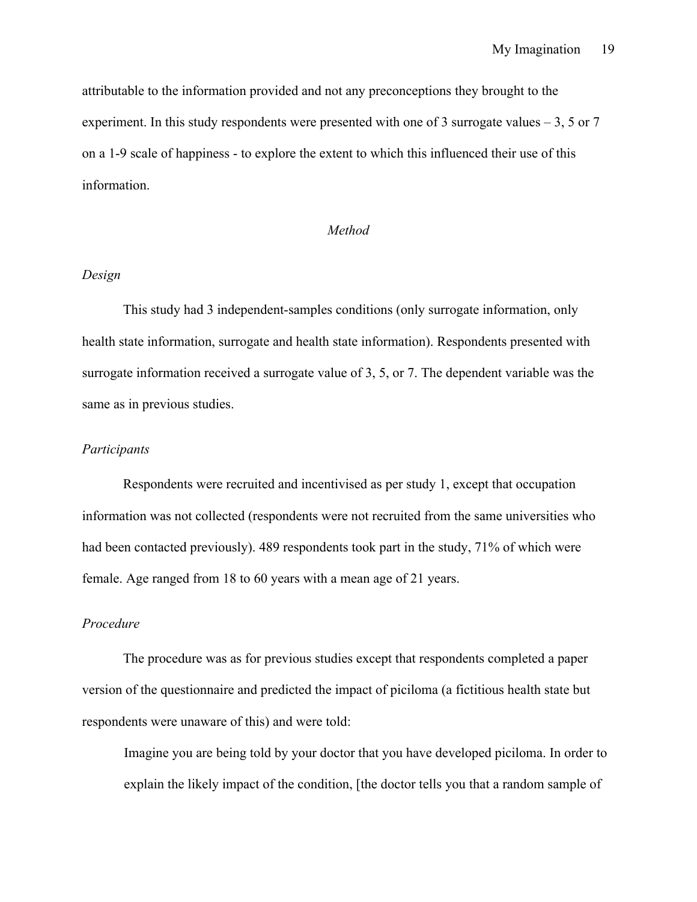attributable to the information provided and not any preconceptions they brought to the experiment. In this study respondents were presented with one of 3 surrogate values – 3, 5 or 7 on a 1-9 scale of happiness - to explore the extent to which this influenced their use of this information.

## *Method*

### *Design*

This study had 3 independent-samples conditions (only surrogate information, only health state information, surrogate and health state information). Respondents presented with surrogate information received a surrogate value of 3, 5, or 7. The dependent variable was the same as in previous studies.

### *Participants*

Respondents were recruited and incentivised as per study 1, except that occupation information was not collected (respondents were not recruited from the same universities who had been contacted previously). 489 respondents took part in the study, 71% of which were female. Age ranged from 18 to 60 years with a mean age of 21 years.

### *Procedure*

The procedure was as for previous studies except that respondents completed a paper version of the questionnaire and predicted the impact of piciloma (a fictitious health state but respondents were unaware of this) and were told:

> Imagine you are being told by your doctor that you have developed piciloma. In order to explain the likely impact of the condition, [the doctor tells you that a random sample of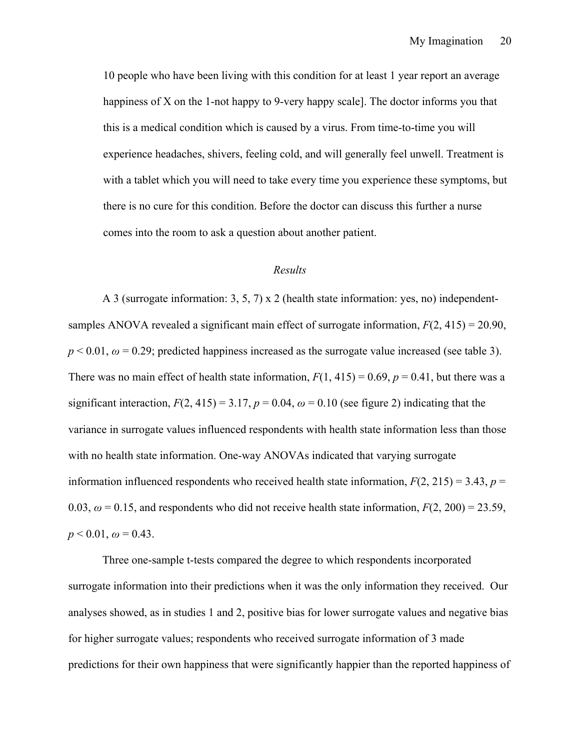10 people who have been living with this condition for at least 1 year report an average happiness of X on the 1-not happy to 9-very happy scale]. The doctor informs you that this is a medical condition which is caused by a virus. From time-to-time you will experience headaches, shivers, feeling cold, and will generally feel unwell. Treatment is with a tablet which you will need to take every time you experience these symptoms, but there is no cure for this condition. Before the doctor can discuss this further a nurse comes into the room to ask a question about another patient.

*Results*

A 3 (surrogate information: 3, 5, 7) x 2 (health state information: yes, no) independent-samples ANOVA revealed a significant main effect of surrogate information, $F(2, 415) = 20.90$, $p < 0.01$, $\omega = 0.29$; predicted happiness increased as the surrogate value increased (see table 3). There was no main effect of health state information, $F(1, 415) = 0.69$, $p = 0.41$, but there was a significant interaction, $F(2, 415) = 3.17$, $p = 0.04$, $\omega = 0.10$ (see figure 2) indicating that the variance in surrogate values influenced respondents with health state information less than those with no health state information. One-way ANOVAs indicated that varying surrogate information influenced respondents who received health state information, $F(2, 215) = 3.43$, $p = 0.03$, $\omega = 0.15$, and respondents who did not receive health state information, $F(2, 200) = 23.59$, $p < 0.01$, $\omega = 0.43$.

Three one-sample t-tests compared the degree to which respondents incorporated surrogate information into their predictions when it was the only information they received. Our analyses showed, as in studies 1 and 2, positive bias for lower surrogate values and negative bias for higher surrogate values; respondents who received surrogate information of 3 made predictions for their own happiness that were significantly happier than the reported happiness of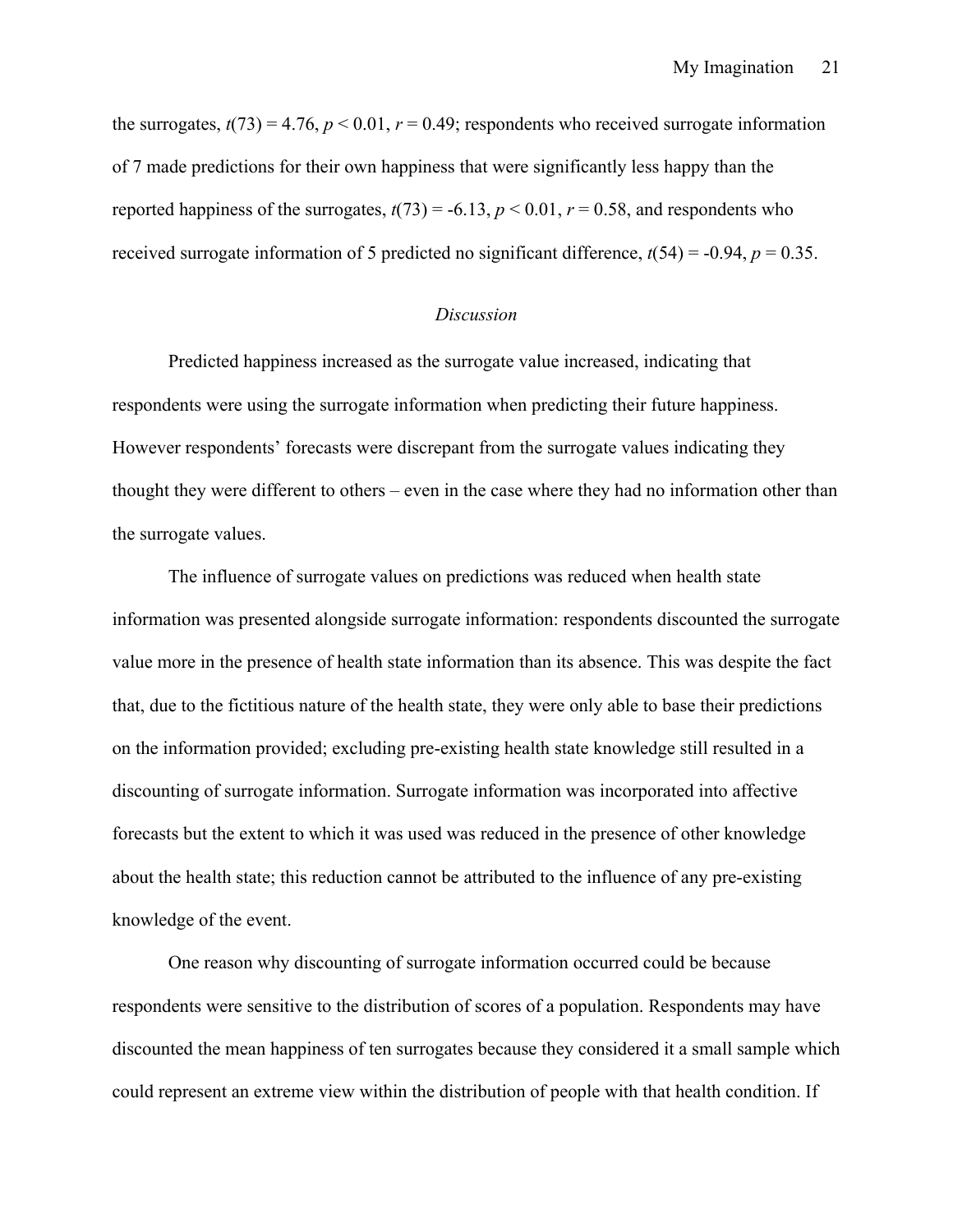the surrogates, $t(73) = 4.76$, $p < 0.01$, $r = 0.49$; respondents who received surrogate information of 7 made predictions for their own happiness that were significantly less happy than the reported happiness of the surrogates, $t(73) = -6.13$, $p < 0.01$, $r = 0.58$, and respondents who received surrogate information of 5 predicted no significant difference, $t(54) = -0.94$, $p = 0.35$.

### *Discussion*

Predicted happiness increased as the surrogate value increased, indicating that respondents were using the surrogate information when predicting their future happiness. However respondents' forecasts were discrepant from the surrogate values indicating they thought they were different to others – even in the case where they had no information other than the surrogate values.

The influence of surrogate values on predictions was reduced when health state information was presented alongside surrogate information: respondents discounted the surrogate value more in the presence of health state information than its absence. This was despite the fact that, due to the fictitious nature of the health state, they were only able to base their predictions on the information provided; excluding pre-existing health state knowledge still resulted in a discounting of surrogate information. Surrogate information was incorporated into affective forecasts but the extent to which it was used was reduced in the presence of other knowledge about the health state; this reduction cannot be attributed to the influence of any pre-existing knowledge of the event.

One reason why discounting of surrogate information occurred could be because respondents were sensitive to the distribution of scores of a population. Respondents may have discounted the mean happiness of ten surrogates because they considered it a small sample which could represent an extreme view within the distribution of people with that health condition. If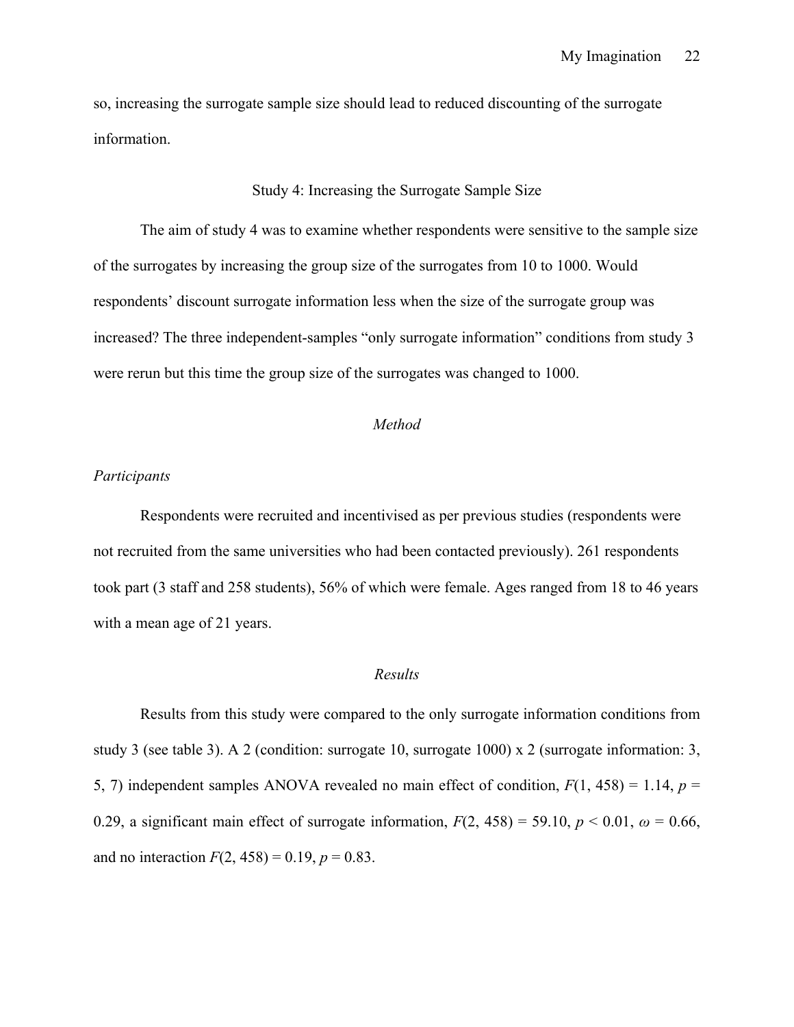so, increasing the surrogate sample size should lead to reduced discounting of the surrogate information.

## Study 4: Increasing the Surrogate Sample Size

The aim of study 4 was to examine whether respondents were sensitive to the sample size of the surrogates by increasing the group size of the surrogates from 10 to 1000. Would respondents' discount surrogate information less when the size of the surrogate group was increased? The three independent-samples "only surrogate information" conditions from study 3 were rerun but this time the group size of the surrogates was changed to 1000.

### *Method*

#### *Participants*

Respondents were recruited and incentivised as per previous studies (respondents were not recruited from the same universities who had been contacted previously). 261 respondents took part (3 staff and 258 students), 56% of which were female. Ages ranged from 18 to 46 years with a mean age of 21 years.

### *Results*

Results from this study were compared to the only surrogate information conditions from study 3 (see table 3). A 2 (condition: surrogate 10, surrogate 1000) x 2 (surrogate information: 3, 5, 7) independent samples ANOVA revealed no main effect of condition, $F(1, 458) = 1.14$, $p = 0.29$, a significant main effect of surrogate information, $F(2, 458) = 59.10$, $p < 0.01$, $\omega = 0.66$, and no interaction $F(2, 458) = 0.19$, $p = 0.83$.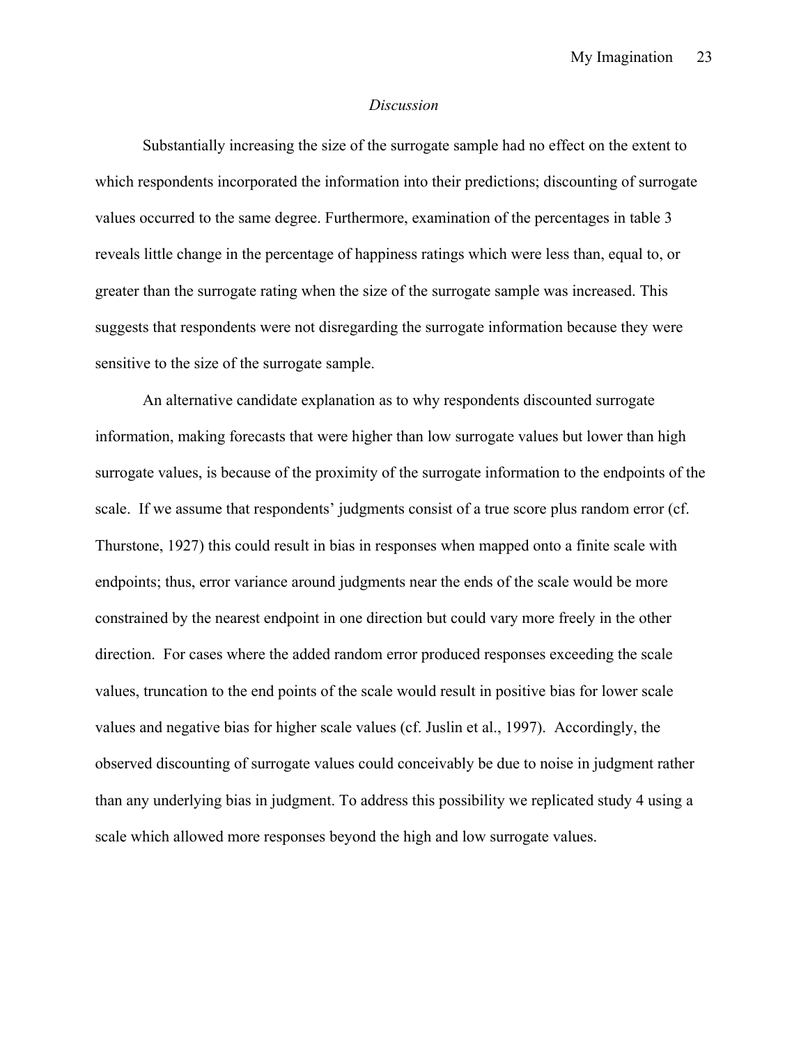*Discussion*

Substantially increasing the size of the surrogate sample had no effect on the extent to which respondents incorporated the information into their predictions; discounting of surrogate values occurred to the same degree. Furthermore, examination of the percentages in table 3 reveals little change in the percentage of happiness ratings which were less than, equal to, or greater than the surrogate rating when the size of the surrogate sample was increased. This suggests that respondents were not disregarding the surrogate information because they were sensitive to the size of the surrogate sample.

An alternative candidate explanation as to why respondents discounted surrogate information, making forecasts that were higher than low surrogate values but lower than high surrogate values, is because of the proximity of the surrogate information to the endpoints of the scale. If we assume that respondents' judgments consist of a true score plus random error (cf. Thurstone, 1927) this could result in bias in responses when mapped onto a finite scale with endpoints; thus, error variance around judgments near the ends of the scale would be more constrained by the nearest endpoint in one direction but could vary more freely in the other direction. For cases where the added random error produced responses exceeding the scale values, truncation to the end points of the scale would result in positive bias for lower scale values and negative bias for higher scale values (cf. Juslin et al., 1997). Accordingly, the observed discounting of surrogate values could conceivably be due to noise in judgment rather than any underlying bias in judgment. To address this possibility we replicated study 4 using a scale which allowed more responses beyond the high and low surrogate values.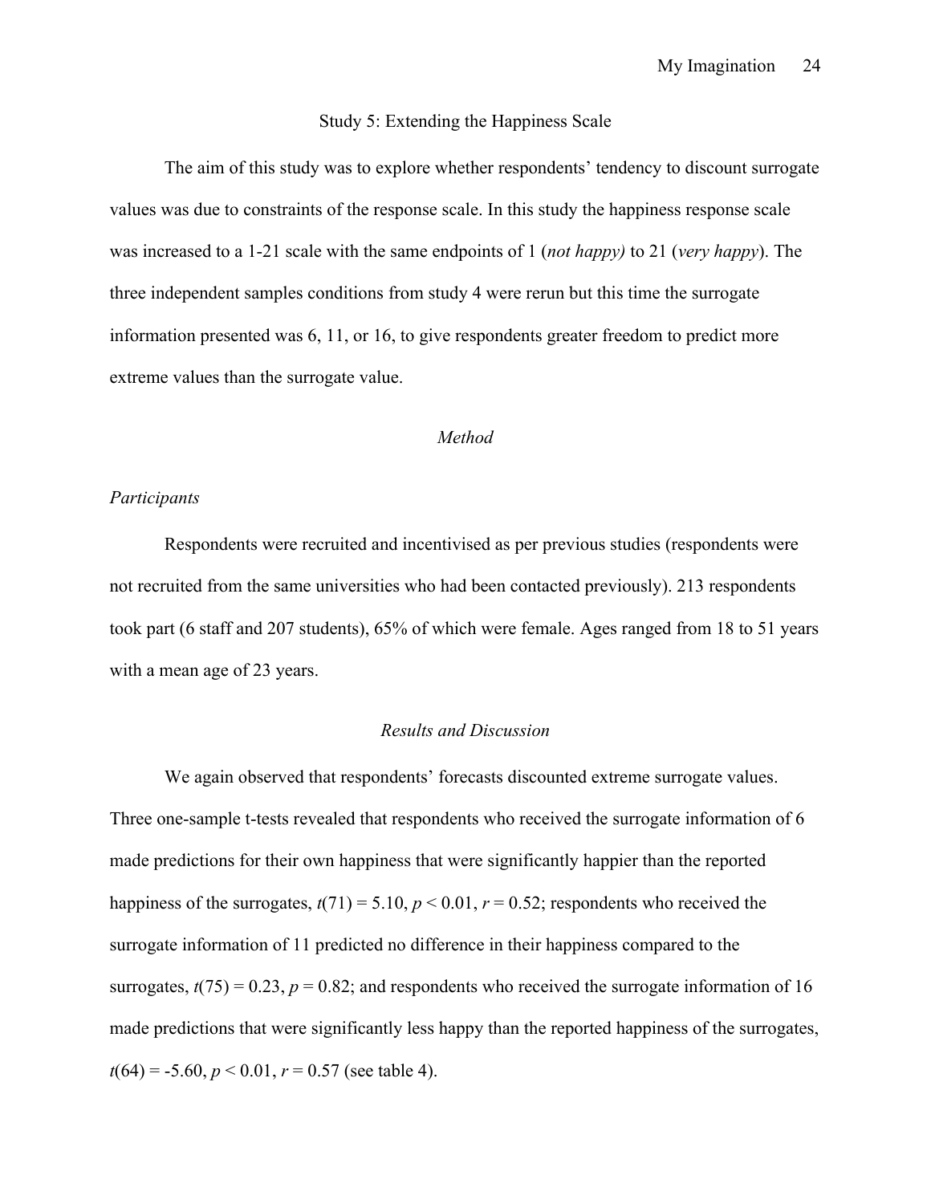## Study 5: Extending the Happiness Scale

The aim of this study was to explore whether respondents' tendency to discount surrogate values was due to constraints of the response scale. In this study the happiness response scale was increased to a 1-21 scale with the same endpoints of 1 (*not happy)* to 21 (*very happy*). The three independent samples conditions from study 4 were rerun but this time the surrogate information presented was 6, 11, or 16, to give respondents greater freedom to predict more extreme values than the surrogate value.

### *Method*

#### *Participants*

Respondents were recruited and incentivised as per previous studies (respondents were not recruited from the same universities who had been contacted previously). 213 respondents took part (6 staff and 207 students), 65% of which were female. Ages ranged from 18 to 51 years with a mean age of 23 years.

### *Results and Discussion*

We again observed that respondents' forecasts discounted extreme surrogate values. Three one-sample t-tests revealed that respondents who received the surrogate information of 6 made predictions for their own happiness that were significantly happier than the reported happiness of the surrogates, $t(71) = 5.10$, $p < 0.01$, $r = 0.52$; respondents who received the surrogate information of 11 predicted no difference in their happiness compared to the surrogates, $t(75) = 0.23$, $p = 0.82$; and respondents who received the surrogate information of 16 made predictions that were significantly less happy than the reported happiness of the surrogates, $t(64) = -5.60$, $p < 0.01$, $r = 0.57$ (see table 4).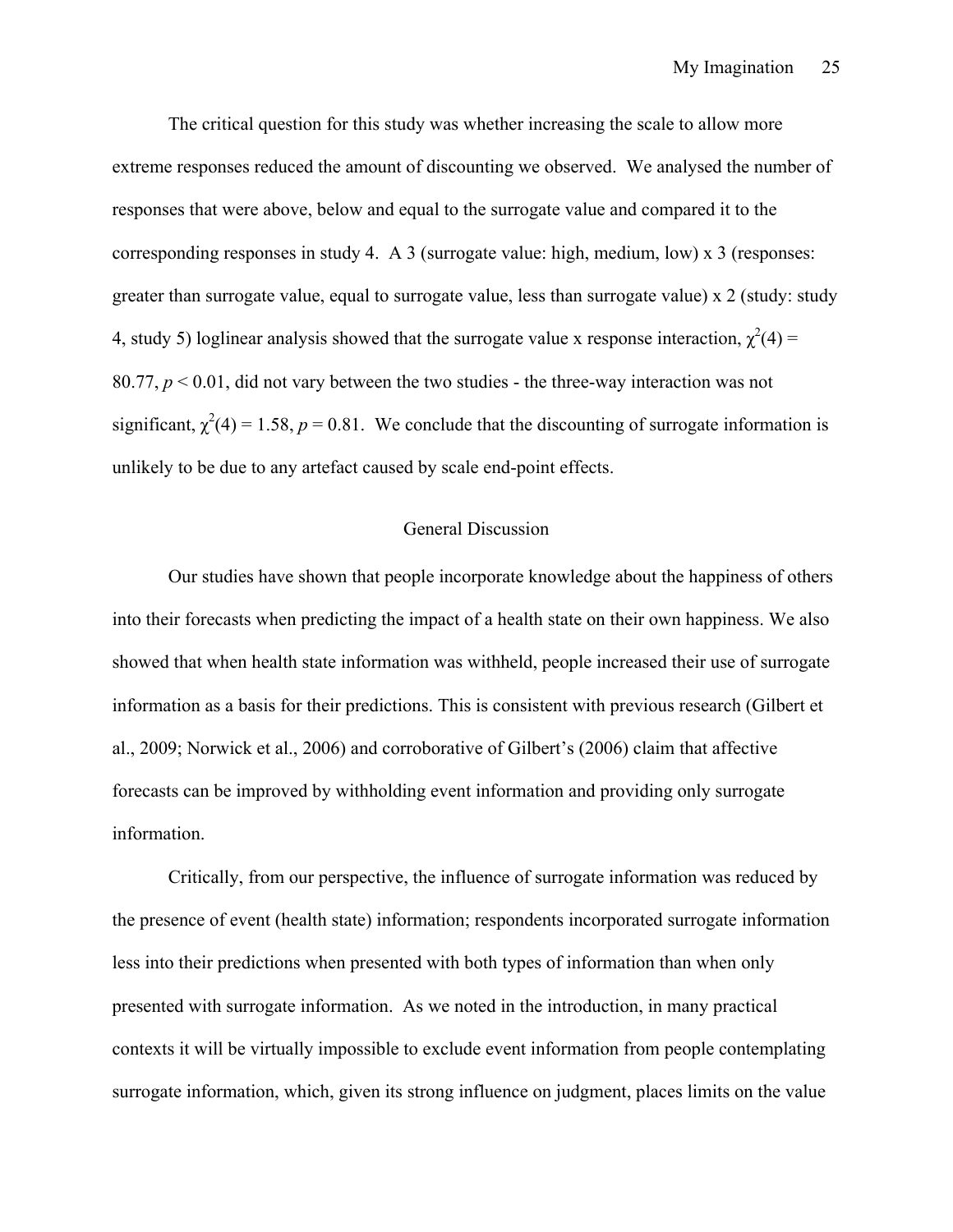The critical question for this study was whether increasing the scale to allow more extreme responses reduced the amount of discounting we observed. We analysed the number of responses that were above, below and equal to the surrogate value and compared it to the corresponding responses in study 4. A 3 (surrogate value: high, medium, low) x 3 (responses: greater than surrogate value, equal to surrogate value, less than surrogate value) x 2 (study: study 4, study 5) loglinear analysis showed that the surrogate value x response interaction, $\chi^2(4) = 80.77$, $p < 0.01$, did not vary between the two studies - the three-way interaction was not significant, $\chi^2(4) = 1.58$, $p = 0.81$. We conclude that the discounting of surrogate information is unlikely to be due to any artefact caused by scale end-point effects.

## General Discussion

Our studies have shown that people incorporate knowledge about the happiness of others into their forecasts when predicting the impact of a health state on their own happiness. We also showed that when health state information was withheld, people increased their use of surrogate information as a basis for their predictions. This is consistent with previous research (Gilbert et al., 2009; Norwick et al., 2006) and corroborative of Gilbert's (2006) claim that affective forecasts can be improved by withholding event information and providing only surrogate information.

Critically, from our perspective, the influence of surrogate information was reduced by the presence of event (health state) information; respondents incorporated surrogate information less into their predictions when presented with both types of information than when only presented with surrogate information. As we noted in the introduction, in many practical contexts it will be virtually impossible to exclude event information from people contemplating surrogate information, which, given its strong influence on judgment, places limits on the value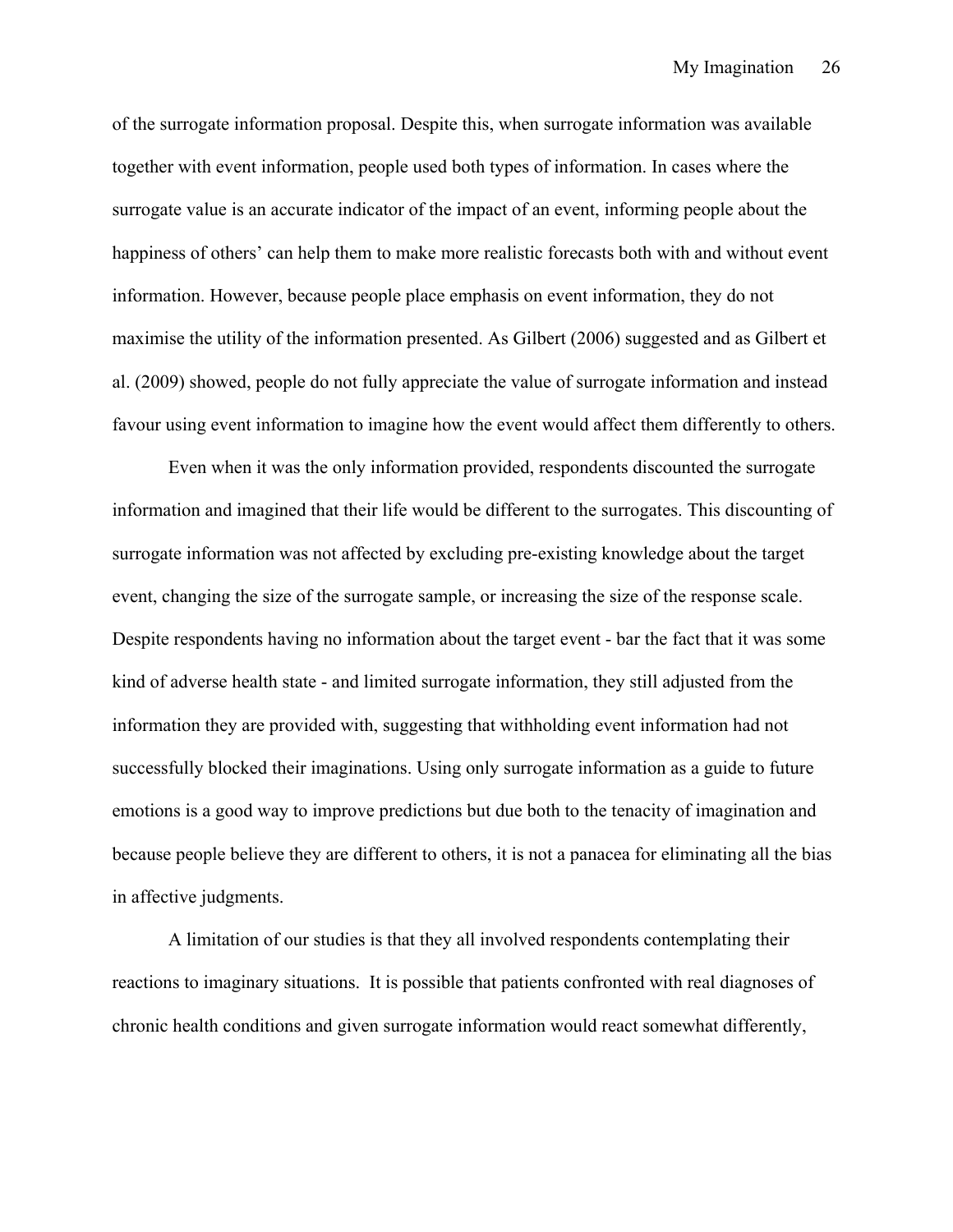of the surrogate information proposal. Despite this, when surrogate information was available together with event information, people used both types of information. In cases where the surrogate value is an accurate indicator of the impact of an event, informing people about the happiness of others' can help them to make more realistic forecasts both with and without event information. However, because people place emphasis on event information, they do not maximise the utility of the information presented. As Gilbert (2006) suggested and as Gilbert et al. (2009) showed, people do not fully appreciate the value of surrogate information and instead favour using event information to imagine how the event would affect them differently to others.

Even when it was the only information provided, respondents discounted the surrogate information and imagined that their life would be different to the surrogates. This discounting of surrogate information was not affected by excluding pre-existing knowledge about the target event, changing the size of the surrogate sample, or increasing the size of the response scale. Despite respondents having no information about the target event - bar the fact that it was some kind of adverse health state - and limited surrogate information, they still adjusted from the information they are provided with, suggesting that withholding event information had not successfully blocked their imaginations. Using only surrogate information as a guide to future emotions is a good way to improve predictions but due both to the tenacity of imagination and because people believe they are different to others, it is not a panacea for eliminating all the bias in affective judgments.

A limitation of our studies is that they all involved respondents contemplating their reactions to imaginary situations. It is possible that patients confronted with real diagnoses of chronic health conditions and given surrogate information would react somewhat differently,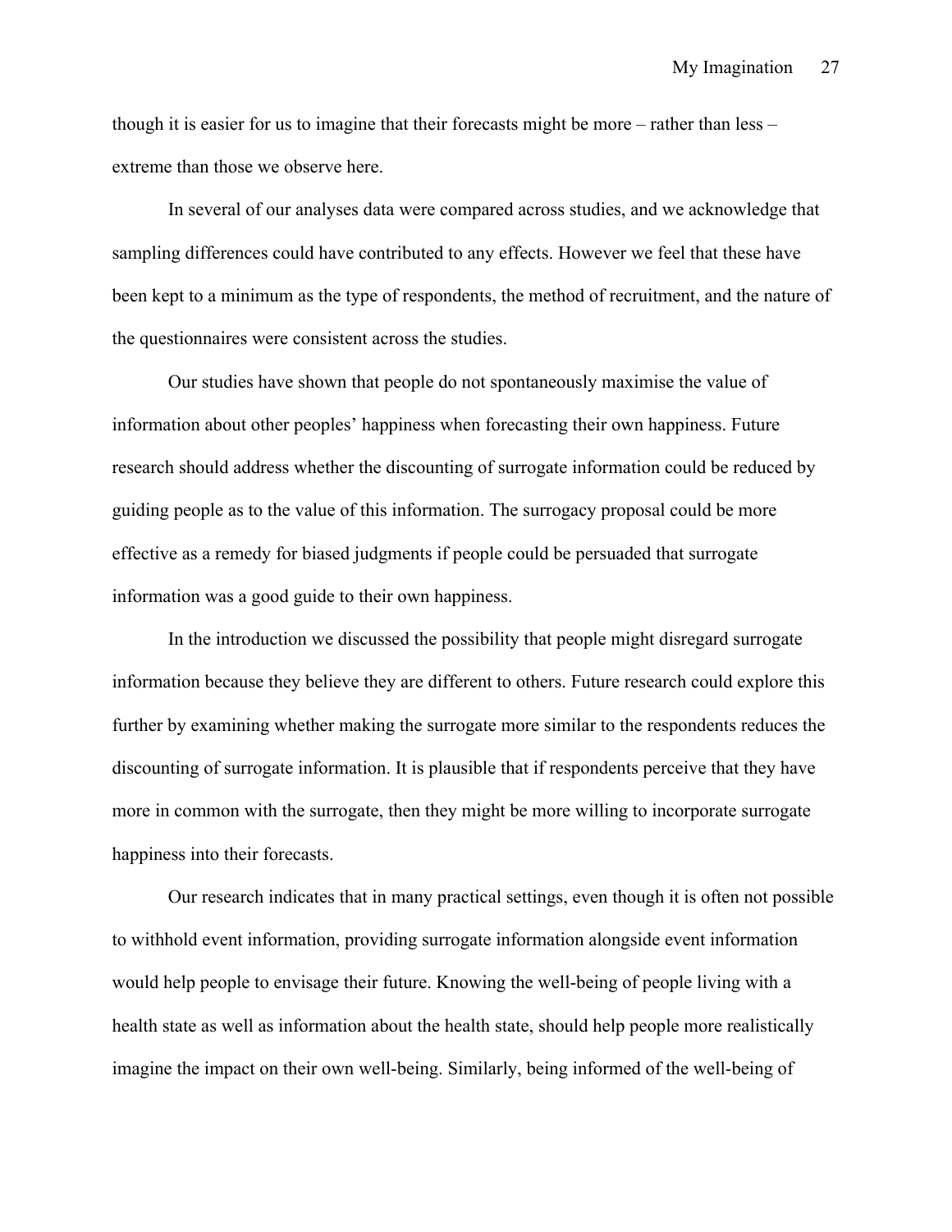though it is easier for us to imagine that their forecasts might be more – rather than less – extreme than those we observe here.

In several of our analyses data were compared across studies, and we acknowledge that sampling differences could have contributed to any effects. However we feel that these have been kept to a minimum as the type of respondents, the method of recruitment, and the nature of the questionnaires were consistent across the studies.

Our studies have shown that people do not spontaneously maximise the value of information about other peoples' happiness when forecasting their own happiness. Future research should address whether the discounting of surrogate information could be reduced by guiding people as to the value of this information. The surrogacy proposal could be more effective as a remedy for biased judgments if people could be persuaded that surrogate information was a good guide to their own happiness.

In the introduction we discussed the possibility that people might disregard surrogate information because they believe they are different to others. Future research could explore this further by examining whether making the surrogate more similar to the respondents reduces the discounting of surrogate information. It is plausible that if respondents perceive that they have more in common with the surrogate, then they might be more willing to incorporate surrogate happiness into their forecasts.

Our research indicates that in many practical settings, even though it is often not possible to withhold event information, providing surrogate information alongside event information would help people to envisage their future. Knowing the well-being of people living with a health state as well as information about the health state, should help people more realistically imagine the impact on their own well-being. Similarly, being informed of the well-being of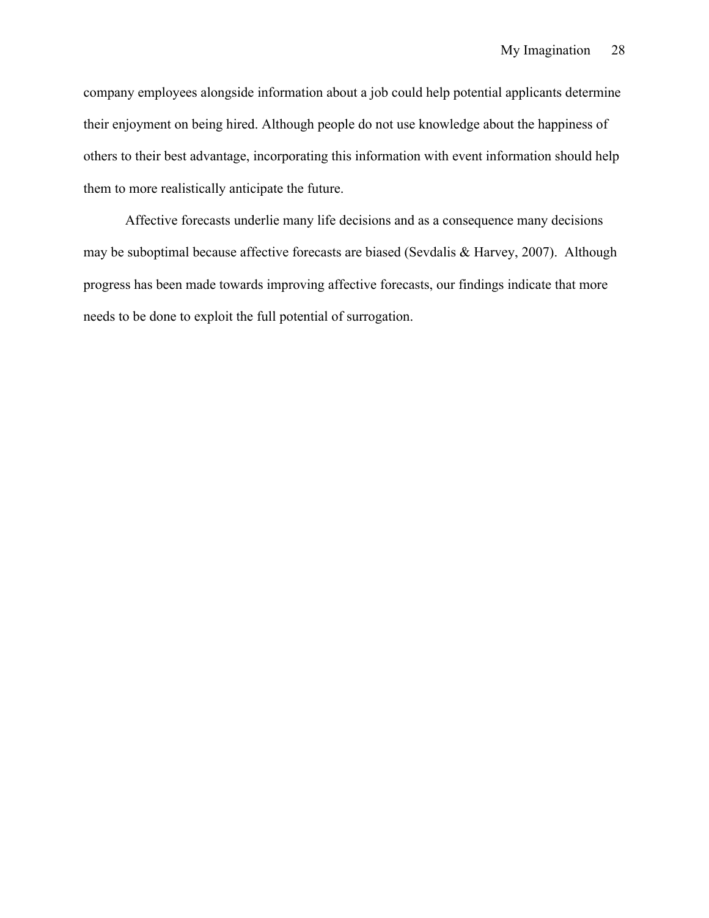company employees alongside information about a job could help potential applicants determine their enjoyment on being hired. Although people do not use knowledge about the happiness of others to their best advantage, incorporating this information with event information should help them to more realistically anticipate the future.

Affective forecasts underlie many life decisions and as a consequence many decisions may be suboptimal because affective forecasts are biased (Sevdalis & Harvey, 2007). Although progress has been made towards improving affective forecasts, our findings indicate that more needs to be done to exploit the full potential of surrogation.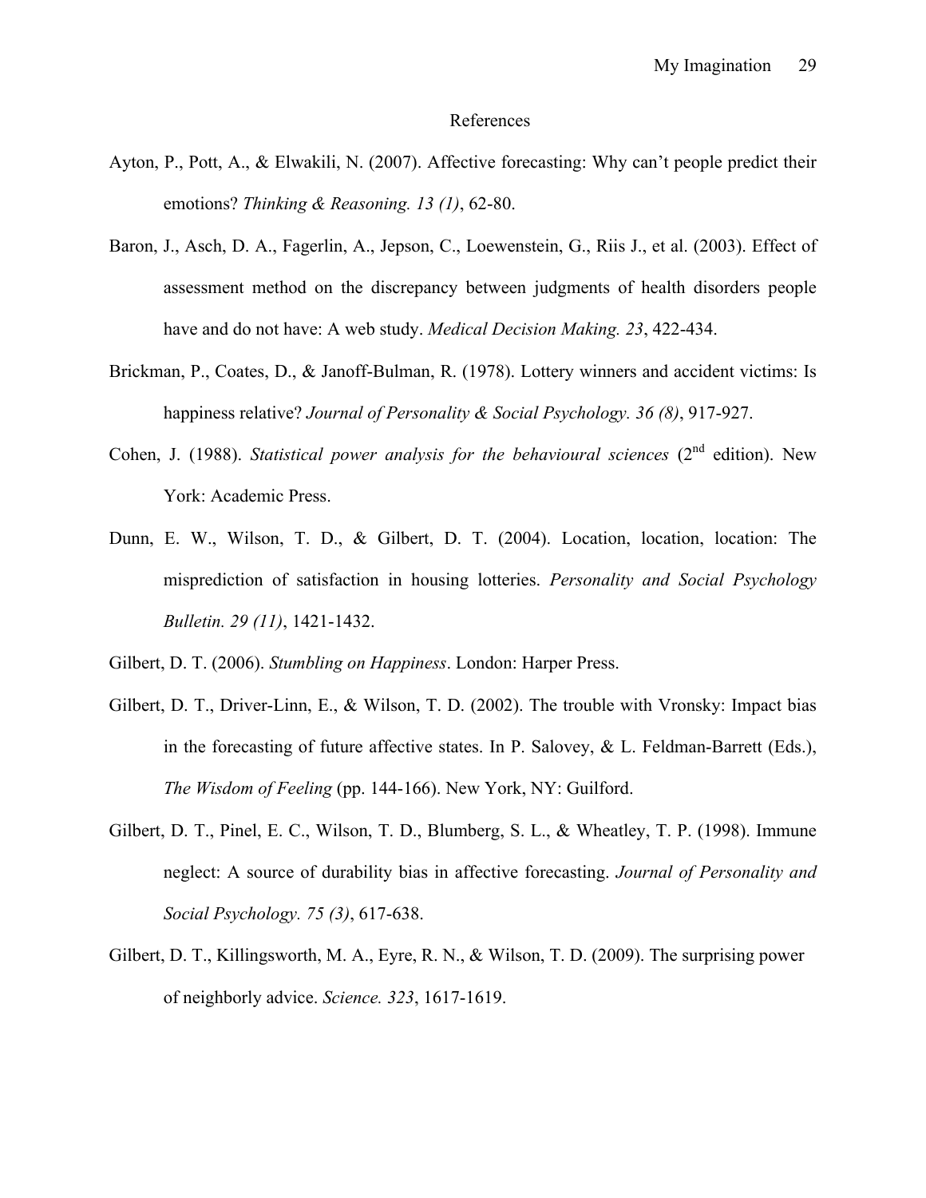## References

Ayton, P., Pott, A., & Elwakili, N. (2007). Affective forecasting: Why can't people predict their emotions? *Thinking & Reasoning. 13 (1)*, 62-80.

Baron, J., Asch, D. A., Fagerlin, A., Jepson, C., Loewenstein, G., Riis J., et al. (2003). Effect of assessment method on the discrepancy between judgments of health disorders people have and do not have: A web study. *Medical Decision Making. 23*, 422-434.

Brickman, P., Coates, D., & Janoff-Bulman, R. (1978). Lottery winners and accident victims: Is happiness relative? *Journal of Personality & Social Psychology. 36 (8)*, 917-927.

Cohen, J. (1988). *Statistical power analysis for the behavioural sciences* (2nd edition). New York: Academic Press.

Dunn, E. W., Wilson, T. D., & Gilbert, D. T. (2004). Location, location, location: The misprediction of satisfaction in housing lotteries. *Personality and Social Psychology Bulletin. 29 (11)*, 1421-1432.

Gilbert, D. T. (2006). *Stumbling on Happiness*. London: Harper Press.

Gilbert, D. T., Driver-Linn, E., & Wilson, T. D. (2002). The trouble with Vronsky: Impact bias in the forecasting of future affective states. In P. Salovey, & L. Feldman-Barrett (Eds.), *The Wisdom of Feeling* (pp. 144-166). New York, NY: Guilford.

Gilbert, D. T., Pinel, E. C., Wilson, T. D., Blumberg, S. L., & Wheatley, T. P. (1998). Immune neglect: A source of durability bias in affective forecasting. *Journal of Personality and Social Psychology. 75 (3)*, 617-638.

Gilbert, D. T., Killingsworth, M. A., Eyre, R. N., & Wilson, T. D. (2009). The surprising power of neighborly advice. *Science. 323*, 1617-1619.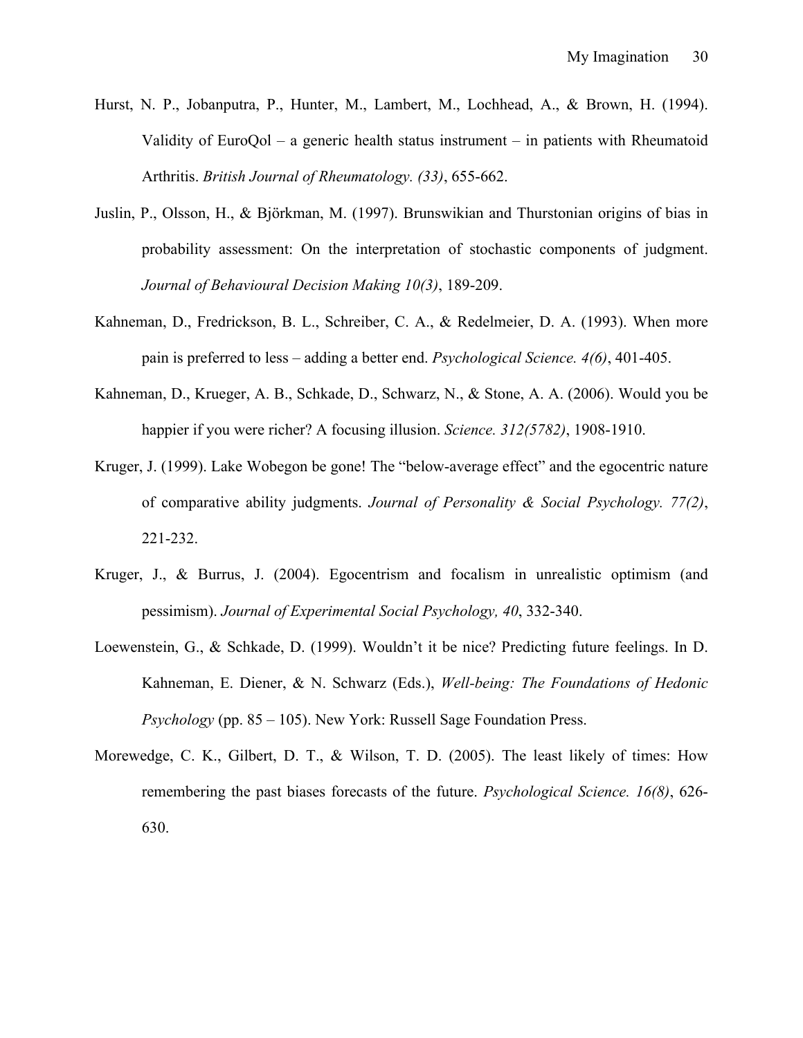Hurst, N. P., Jobanputra, P., Hunter, M., Lambert, M., Lochhead, A., & Brown, H. (1994). Validity of EuroQol – a generic health status instrument – in patients with Rheumatoid Arthritis. *British Journal of Rheumatology. (33)*, 655-662.

Juslin, P., Olsson, H., & Björkman, M. (1997). Brunswikian and Thurstonian origins of bias in probability assessment: On the interpretation of stochastic components of judgment. *Journal of Behavioural Decision Making 10(3)*, 189-209.

Kahneman, D., Fredrickson, B. L., Schreiber, C. A., & Redelmeier, D. A. (1993). When more pain is preferred to less – adding a better end. *Psychological Science. 4(6)*, 401-405.

Kahneman, D., Krueger, A. B., Schkade, D., Schwarz, N., & Stone, A. A. (2006). Would you be happier if you were richer? A focusing illusion. *Science. 312(5782)*, 1908-1910.

Kruger, J. (1999). Lake Wobegon be gone! The "below-average effect" and the egocentric nature of comparative ability judgments. *Journal of Personality & Social Psychology. 77(2)*, 221-232.

Kruger, J., & Burrus, J. (2004). Egocentrism and focalism in unrealistic optimism (and pessimism). *Journal of Experimental Social Psychology, 40*, 332-340.

Loewenstein, G., & Schkade, D. (1999). Wouldn't it be nice? Predicting future feelings. In D. Kahneman, E. Diener, & N. Schwarz (Eds.), *Well-being: The Foundations of Hedonic Psychology* (pp. 85 – 105). New York: Russell Sage Foundation Press.

Morewedge, C. K., Gilbert, D. T., & Wilson, T. D. (2005). The least likely of times: How remembering the past biases forecasts of the future. *Psychological Science. 16(8)*, 626-630.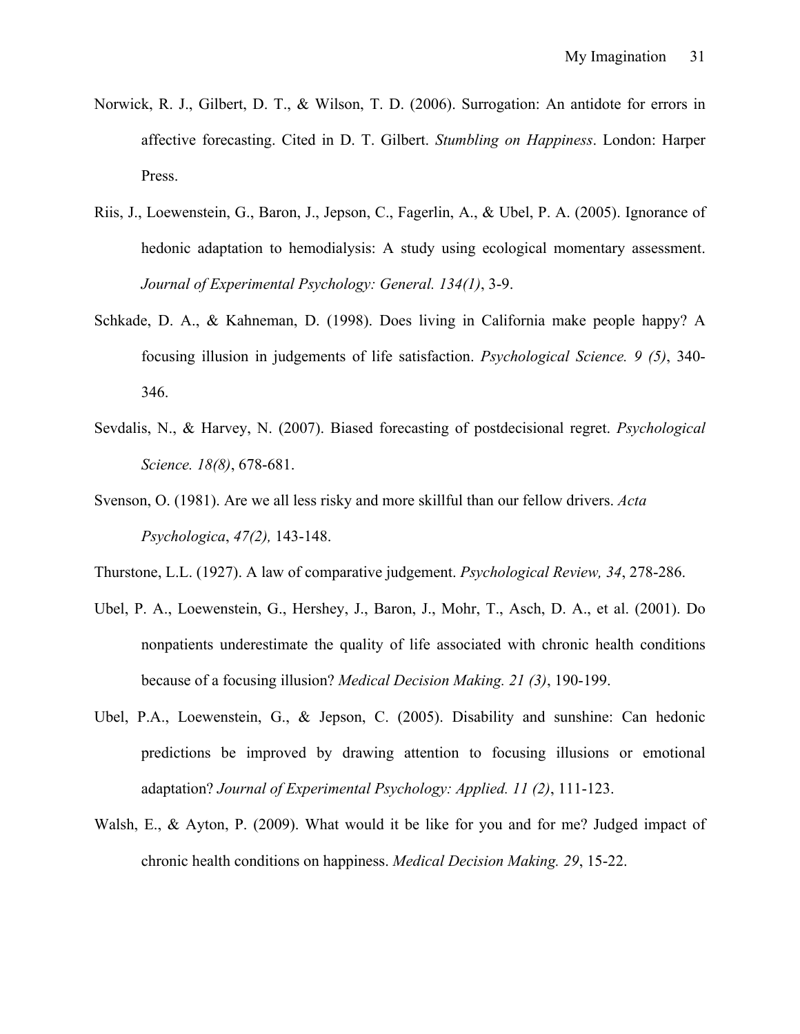Norwick, R. J., Gilbert, D. T., & Wilson, T. D. (2006). Surrogation: An antidote for errors in affective forecasting. Cited in D. T. Gilbert. *Stumbling on Happiness*. London: Harper Press.

Riis, J., Loewenstein, G., Baron, J., Jepson, C., Fagerlin, A., & Ubel, P. A. (2005). Ignorance of hedonic adaptation to hemodialysis: A study using ecological momentary assessment. *Journal of Experimental Psychology: General. 134(1)*, 3-9.

Schkade, D. A., & Kahneman, D. (1998). Does living in California make people happy? A focusing illusion in judgements of life satisfaction. *Psychological Science. 9 (5)*, 340-346.

Sevdalis, N., & Harvey, N. (2007). Biased forecasting of postdecisional regret. *Psychological Science. 18(8)*, 678-681.

Svenson, O. (1981). Are we all less risky and more skillful than our fellow drivers. *Acta Psychologica*, *47(2),* 143-148.

Thurstone, L.L. (1927). A law of comparative judgement. *Psychological Review, 34*, 278-286.

Ubel, P. A., Loewenstein, G., Hershey, J., Baron, J., Mohr, T., Asch, D. A., et al. (2001). Do nonpatients underestimate the quality of life associated with chronic health conditions because of a focusing illusion? *Medical Decision Making. 21 (3)*, 190-199.

Ubel, P.A., Loewenstein, G., & Jepson, C. (2005). Disability and sunshine: Can hedonic predictions be improved by drawing attention to focusing illusions or emotional adaptation? *Journal of Experimental Psychology: Applied. 11 (2)*, 111-123.

Walsh, E., & Ayton, P. (2009). What would it be like for you and for me? Judged impact of chronic health conditions on happiness. *Medical Decision Making. 29*, 15-22.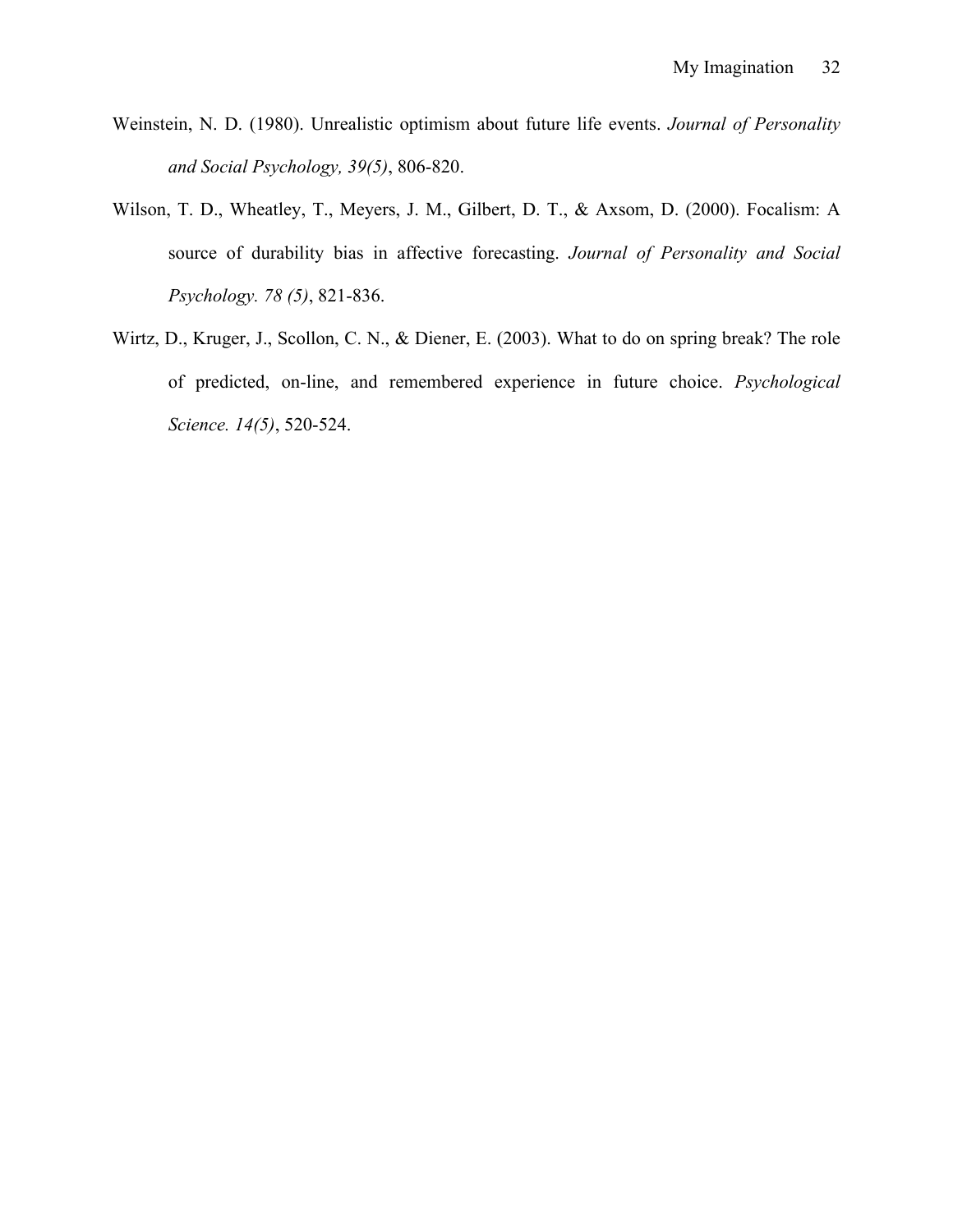Weinstein, N. D. (1980). Unrealistic optimism about future life events. *Journal of Personality and Social Psychology, 39(5)*, 806-820.

Wilson, T. D., Wheatley, T., Meyers, J. M., Gilbert, D. T., & Axsom, D. (2000). Focalism: A source of durability bias in affective forecasting. *Journal of Personality and Social Psychology. 78 (5)*, 821-836.

Wirtz, D., Kruger, J., Scollon, C. N., & Diener, E. (2003). What to do on spring break? The role of predicted, on-line, and remembered experience in future choice. *Psychological Science. 14(5)*, 520-524.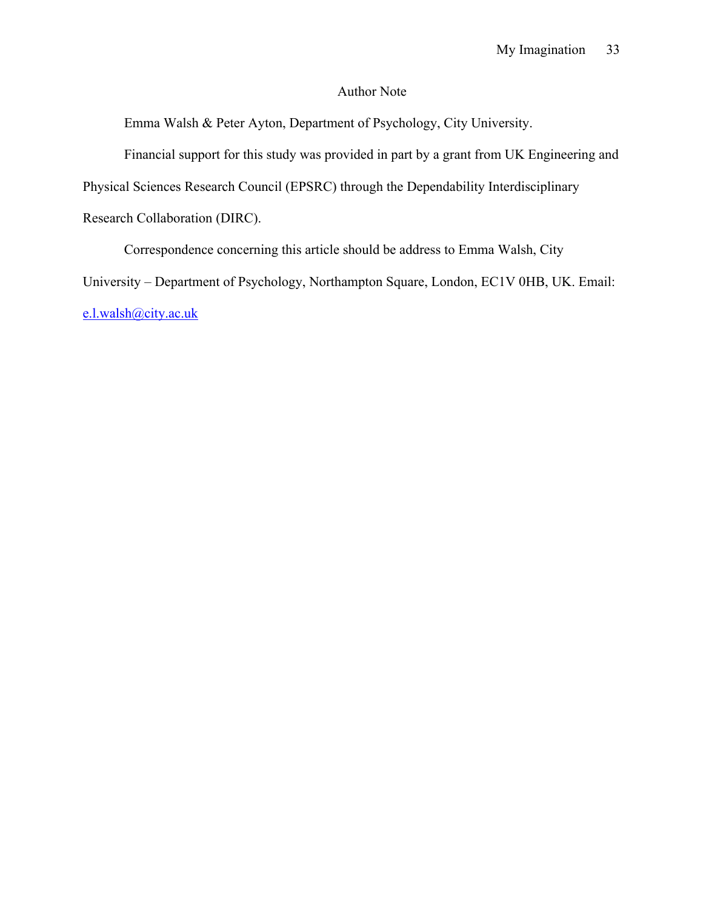# Author Note

Emma Walsh & Peter Ayton, Department of Psychology, City University.

Financial support for this study was provided in part by a grant from UK Engineering and Physical Sciences Research Council (EPSRC) through the Dependability Interdisciplinary Research Collaboration (DIRC).

Correspondence concerning this article should be address to Emma Walsh, City University – Department of Psychology, Northampton Square, London, EC1V 0HB, UK. Email: e.l.walsh@city.ac.uk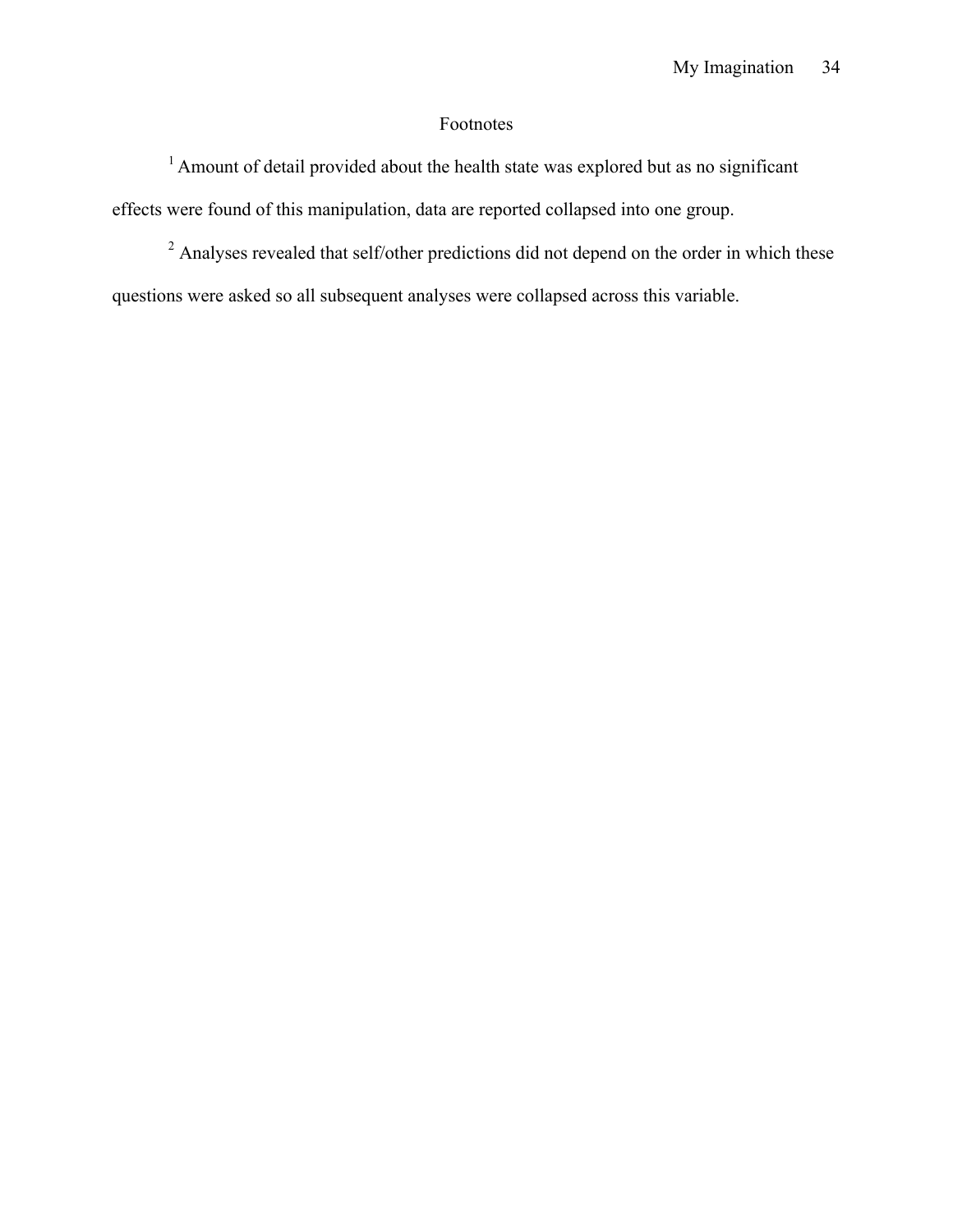# Footnotes

[1] Amount of detail provided about the health state was explored but as no significant effects were found of this manipulation, data are reported collapsed into one group.

[2] Analyses revealed that self/other predictions did not depend on the order in which these questions were asked so all subsequent analyses were collapsed across this variable.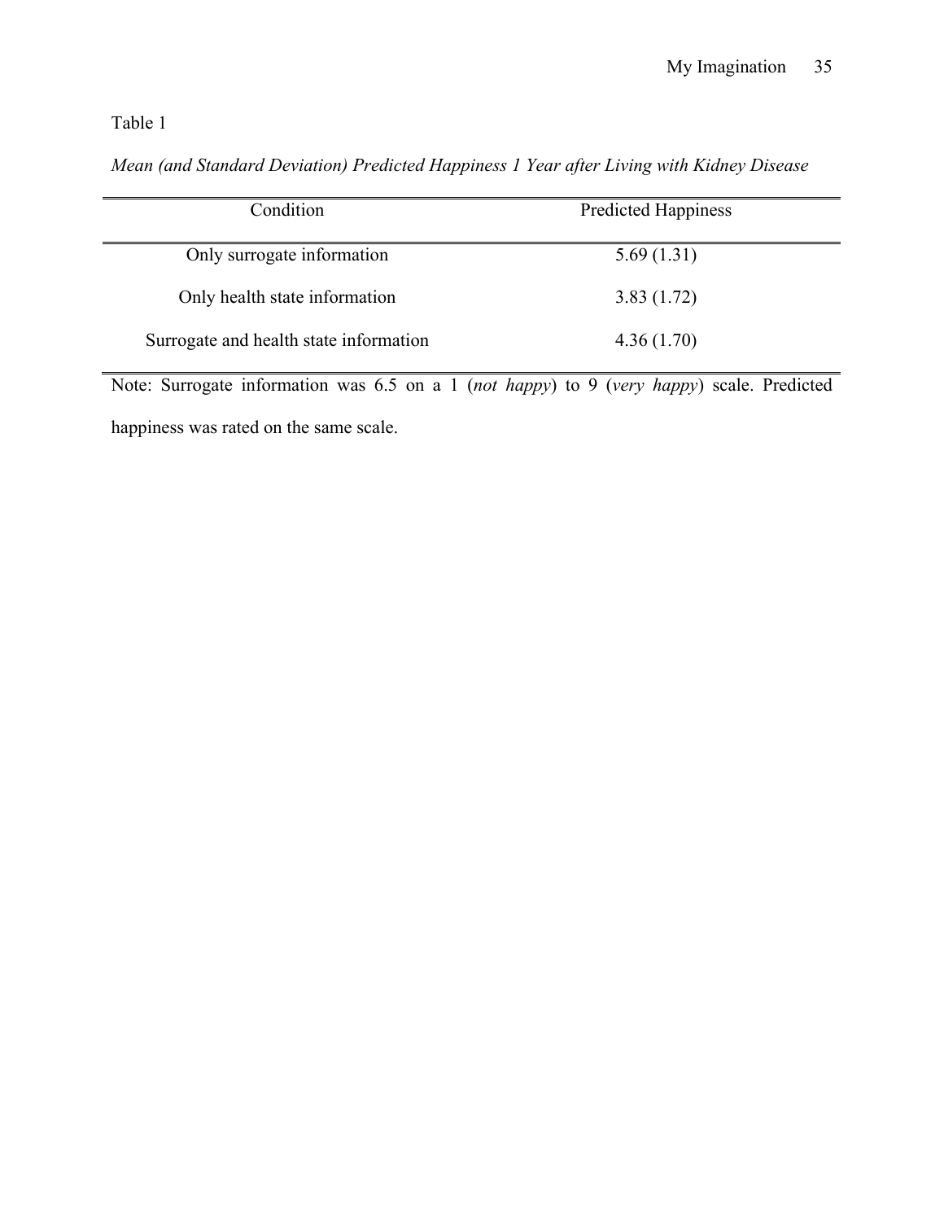Table 1

*Mean (and Standard Deviation) Predicted Happiness 1 Year after Living with Kidney Disease*

| Condition | Predicted Happiness |
| --- | --- |
| Only surrogate information | 5.69 (1.31) |
| Only health state information | 3.83 (1.72) |
| Surrogate and health state information | 4.36 (1.70) |

Note: Surrogate information was 6.5 on a 1 (*not happy*) to 9 (*very happy*) scale. Predicted happiness was rated on the same scale.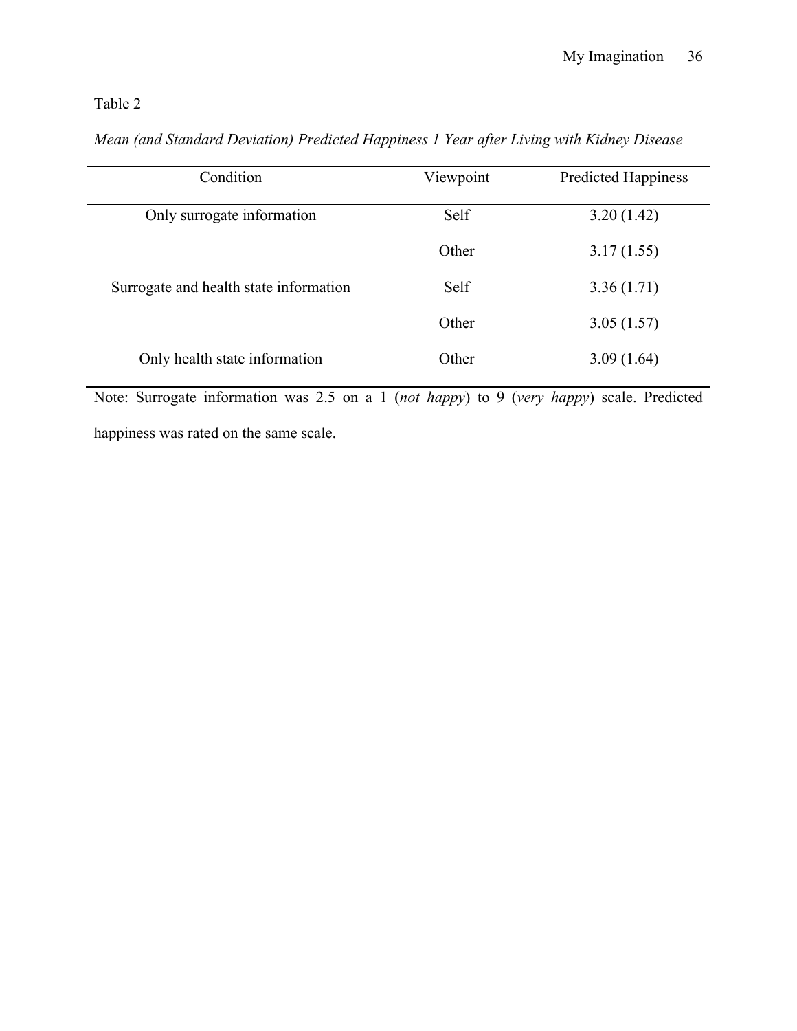Table 2

*Mean (and Standard Deviation) Predicted Happiness 1 Year after Living with Kidney Disease*

| Condition | Viewpoint | Predicted Happiness |
|---|---|---|
| Only surrogate information | Self | 3.20 (1.42) |
| | Other | 3.17 (1.55) |
| Surrogate and health state information | Self | 3.36 (1.71) |
| | Other | 3.05 (1.57) |
| Only health state information | Other | 3.09 (1.64) |

Note: Surrogate information was 2.5 on a 1 (*not happy*) to 9 (*very happy*) scale. Predicted happiness was rated on the same scale.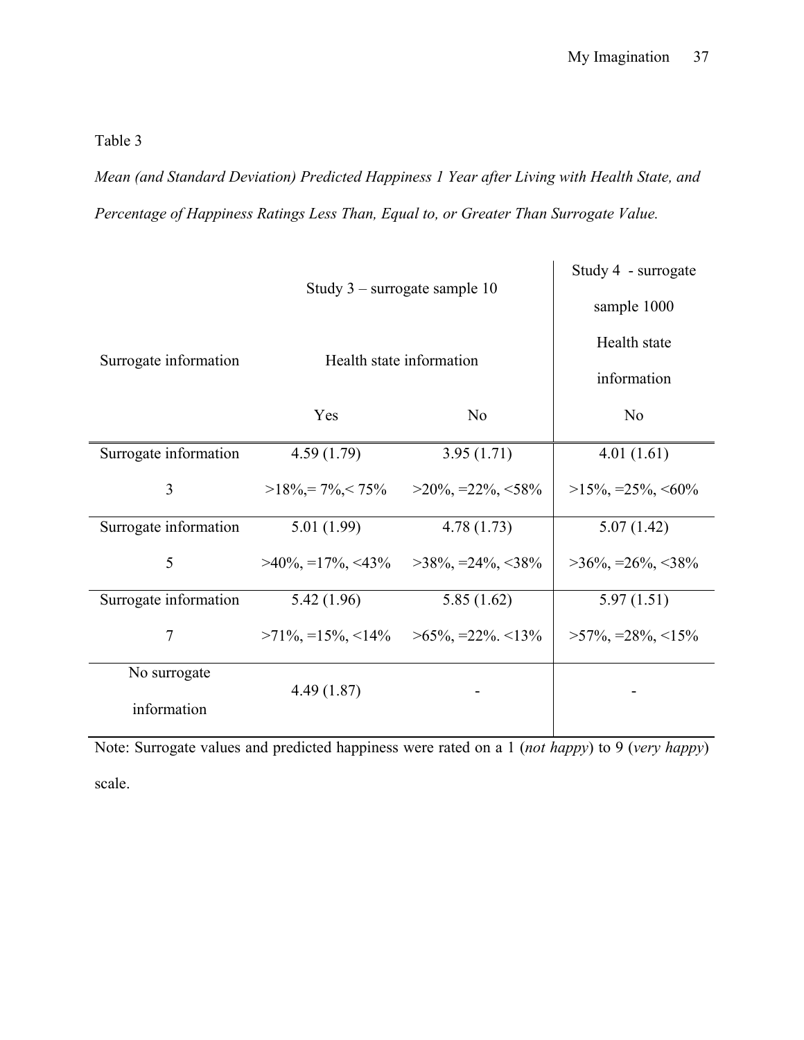Table 3

*Mean (and Standard Deviation) Predicted Happiness 1 Year after Living with Health State, and Percentage of Happiness Ratings Less Than, Equal to, or Greater Than Surrogate Value.*

| Surrogate information | Study 3 – surrogate sample 10 | | Study 4 - surrogate sample 1000 |
|---|---|---|---|
| | Health state information | | Health state information |
| | Yes | No | No |
| Surrogate information 3 | 4.59 (1.79) | 3.95 (1.71) | 4.01 (1.61) |
| | >18%,= 7%,< 75% | >20%, =22%, <58% | >15%, =25%, <60% |
| Surrogate information 5 | 5.01 (1.99) | 4.78 (1.73) | 5.07 (1.42) |
| | >40%, =17%, <43% | >38%, =24%, <38% | >36%, =26%, <38% |
| Surrogate information 7 | 5.42 (1.96) | 5.85 (1.62) | 5.97 (1.51) |
| | >71%, =15%, <14% | >65%, =22%. <13% | >57%, =28%, <15% |
| No surrogate information | 4.49 (1.87) | - | - |

Note: Surrogate values and predicted happiness were rated on a 1 (*not happy*) to 9 (*very happy*) scale.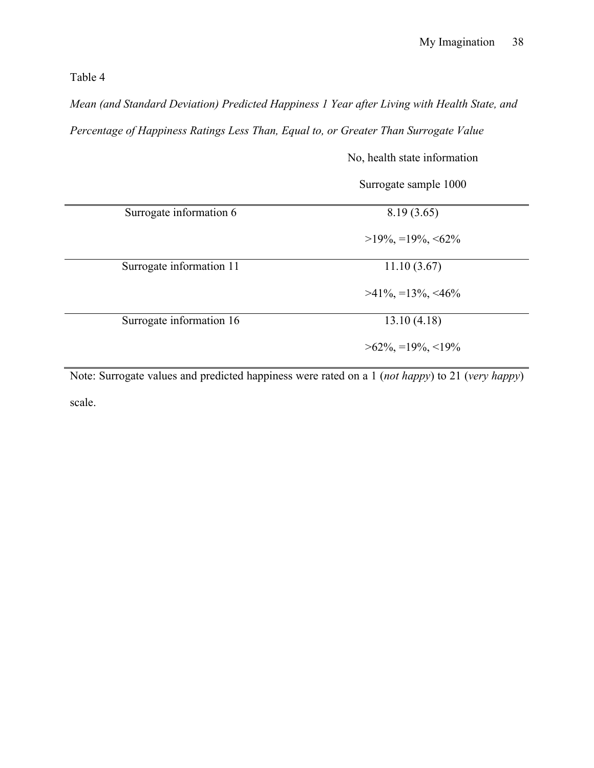Table 4

*Mean (and Standard Deviation) Predicted Happiness 1 Year after Living with Health State, and Percentage of Happiness Ratings Less Than, Equal to, or Greater Than Surrogate Value*

| | No, health state information |
|---|---|
| | Surrogate sample 1000 |
| Surrogate information 6 | 8.19 (3.65) |
| | >19%, =19%, <62% |
| Surrogate information 11 | 11.10 (3.67) |
| | >41%, =13%, <46% |
| Surrogate information 16 | 13.10 (4.18) |
| | >62%, =19%, <19% |

Note: Surrogate values and predicted happiness were rated on a 1 (*not happy*) to 21 (*very happy*) scale.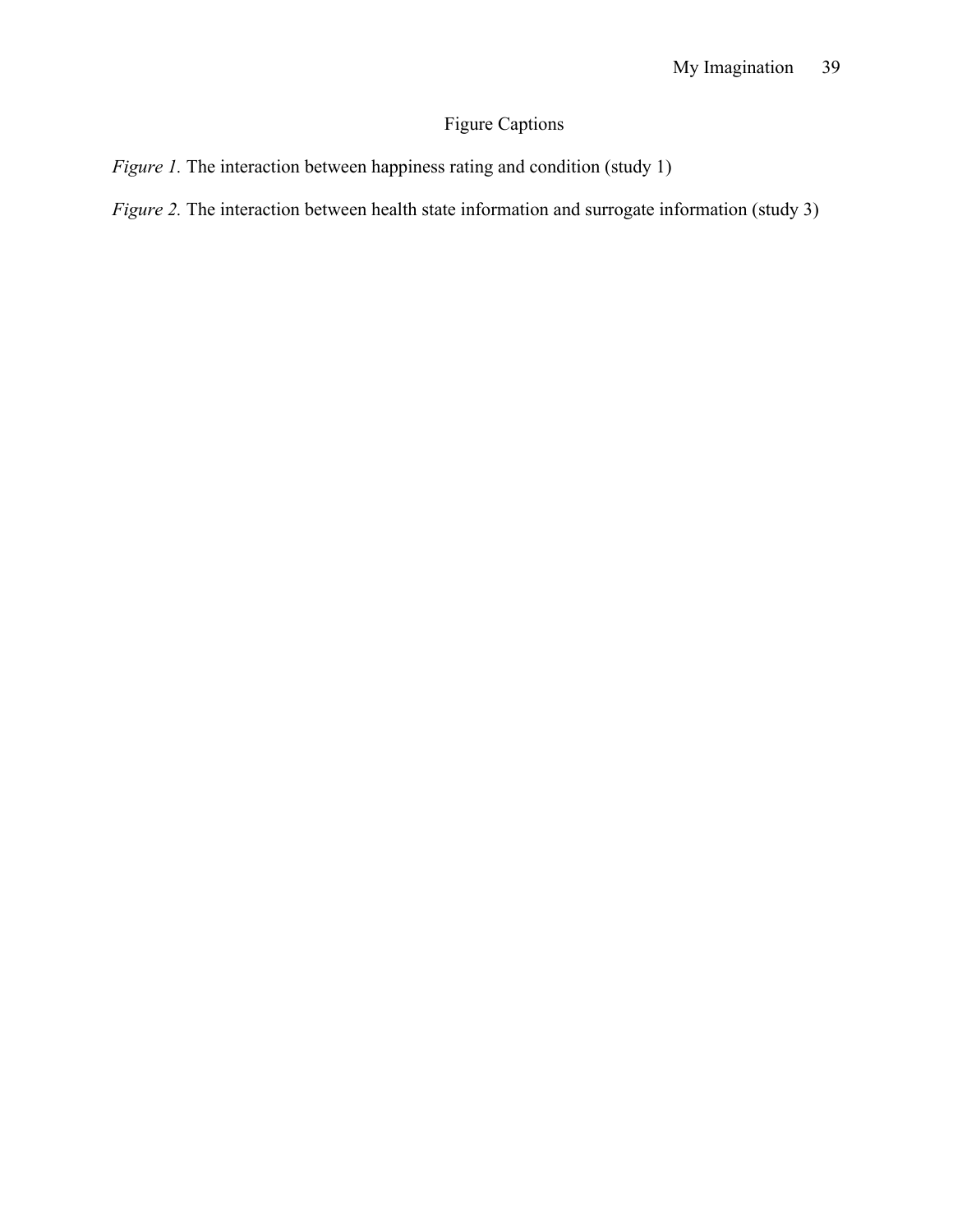# Figure Captions

*Figure 1.* The interaction between happiness rating and condition (study 1)

*Figure 2.* The interaction between health state information and surrogate information (study 3)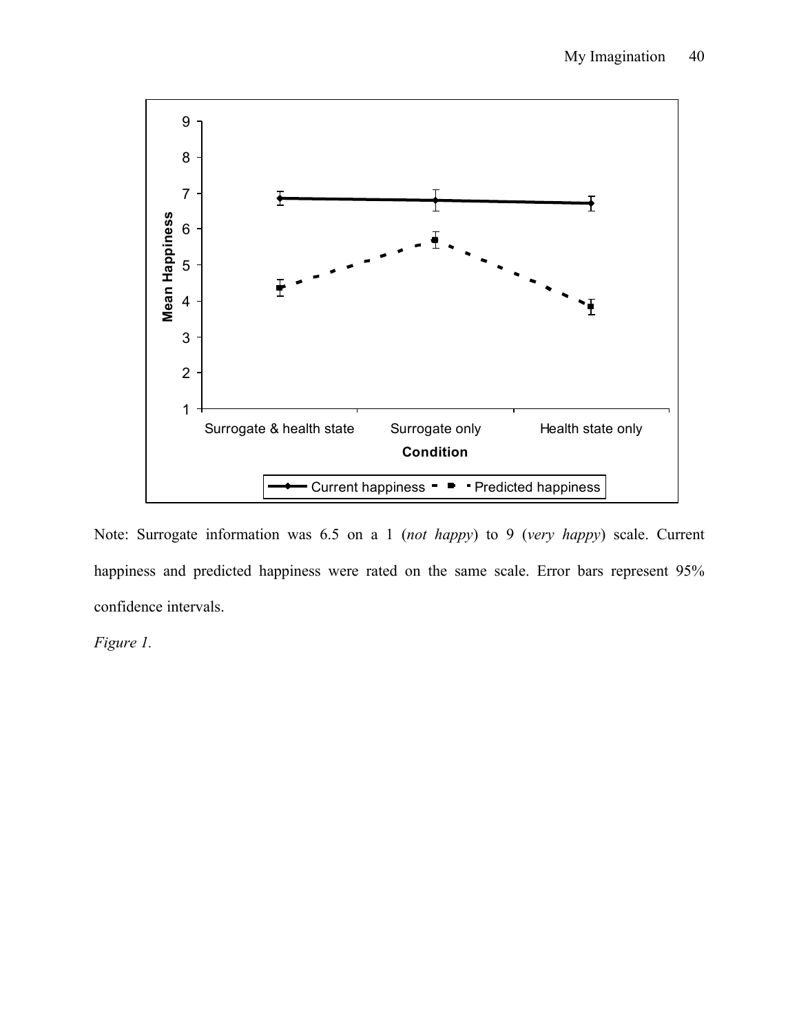Note: Surrogate information was 6.5 on a 1 (*not happy*) to 9 (*very happy*) scale. Current happiness and predicted happiness were rated on the same scale. Error bars represent 95% confidence intervals.

*Figure 1.*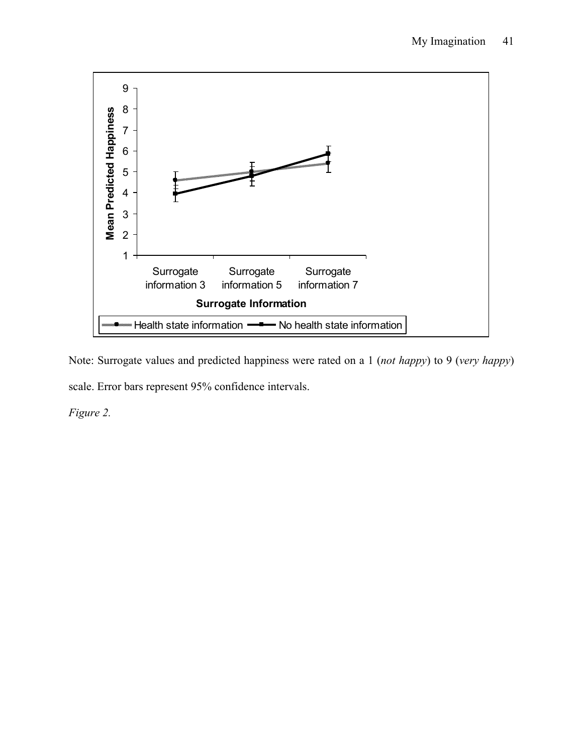9
8
7
6
5
4
3
2
1

Mean Predicted Happiness

Surrogate information 3

Surrogate information 5

Surrogate information 7

Surrogate Information

Health state information

No health state information

Note: Surrogate values and predicted happiness were rated on a 1 (*not happy*) to 9 (*very happy*) scale. Error bars represent 95% confidence intervals.

*Figure 2.*